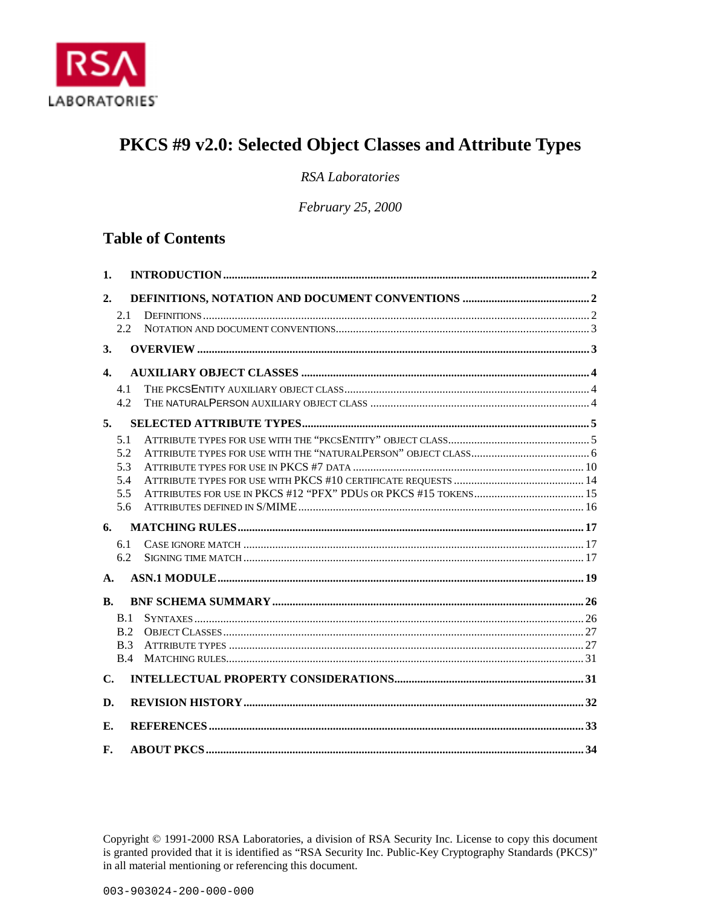RSA LABORATORIES

# PKCS #9 v2.0: Selected Object Classes and Attribute Types

*RSA Laboratories*

*February 25, 2000*

## Table of Contents

1. INTRODUCTION ........ 2
2. DEFINITIONS, NOTATION AND DOCUMENT CONVENTIONS ........ 2
   - 2.1 DEFINITIONS ........ 2
   - 2.2 NOTATION AND DOCUMENT CONVENTIONS ........ 3
3. OVERVIEW ........ 3
4. AUXILIARY OBJECT CLASSES ........ 4
   - 4.1 THE PKCSENTITY AUXILIARY OBJECT CLASS ........ 4
   - 4.2 THE NATURALPERSON AUXILIARY OBJECT CLASS ........ 4
5. SELECTED ATTRIBUTE TYPES ........ 5
   - 5.1 ATTRIBUTE TYPES FOR USE WITH THE "PKCSENTITY" OBJECT CLASS ........ 5
   - 5.2 ATTRIBUTE TYPES FOR USE WITH THE "NATURALPERSON" OBJECT CLASS ........ 6
   - 5.3 ATTRIBUTE TYPES FOR USE IN PKCS #7 DATA ........ 10
   - 5.4 ATTRIBUTE TYPES FOR USE WITH PKCS #10 CERTIFICATE REQUESTS ........ 14
   - 5.5 ATTRIBUTES FOR USE IN PKCS #12 "PFX" PDUS OR PKCS #15 TOKENS ........ 15
   - 5.6 ATTRIBUTES DEFINED IN S/MIME ........ 16
6. MATCHING RULES ........ 17
   - 6.1 CASE IGNORE MATCH ........ 17
   - 6.2 SIGNING TIME MATCH ........ 17

A. ASN.1 MODULE ........ 19

B. BNF SCHEMA SUMMARY ........ 26
   - B.1 SYNTAXES ........ 26
   - B.2 OBJECT CLASSES ........ 27
   - B.3 ATTRIBUTE TYPES ........ 27
   - B.4 MATCHING RULES ........ 31

C. INTELLECTUAL PROPERTY CONSIDERATIONS ........ 31

D. REVISION HISTORY ........ 32

E. REFERENCES ........ 33

F. ABOUT PKCS ........ 34

Copyright © 1991-2000 RSA Laboratories, a division of RSA Security Inc. License to copy this document is granted provided that it is identified as "RSA Security Inc. Public-Key Cryptography Standards (PKCS)" in all material mentioning or referencing this document.

003-903024-200-000-000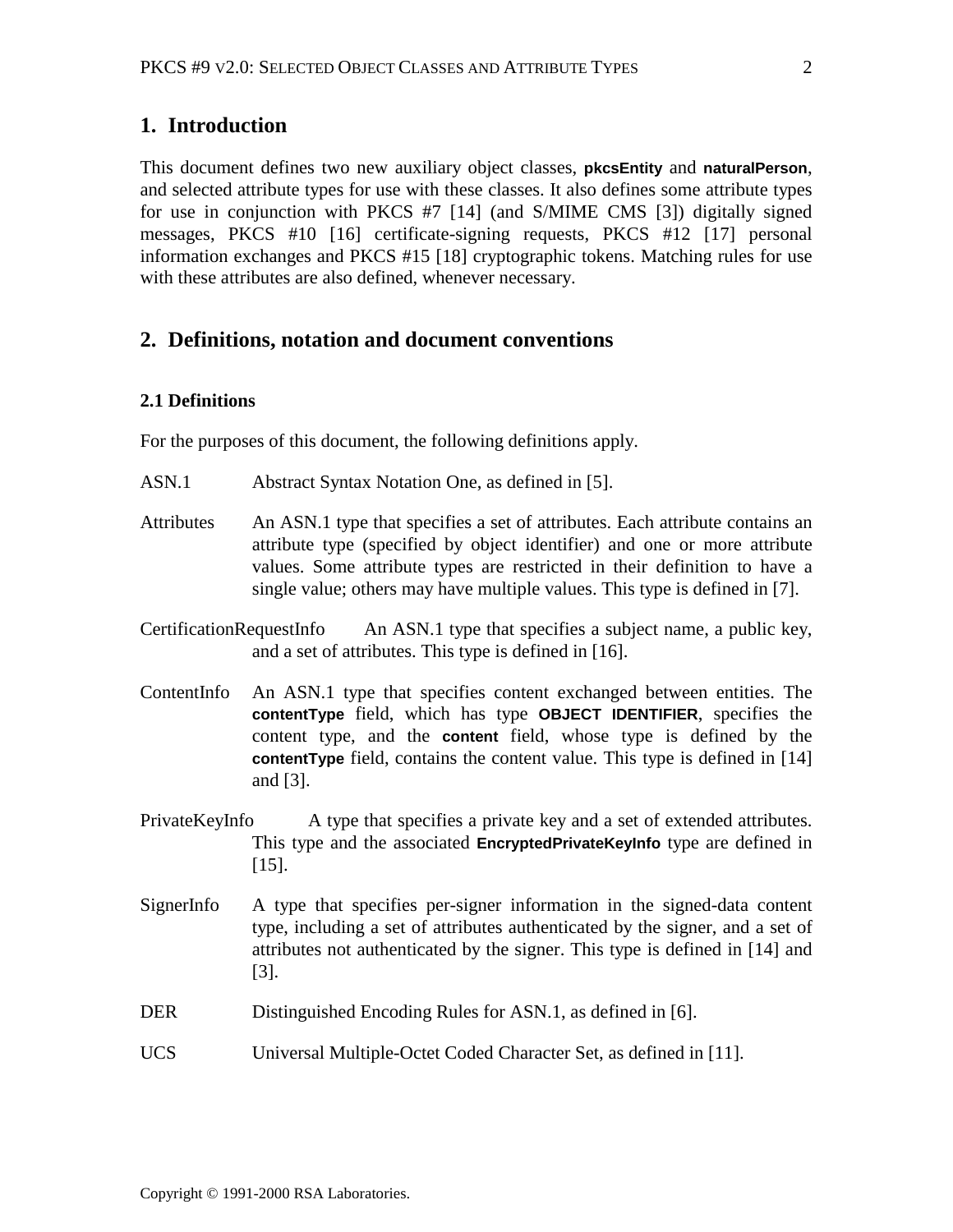# 1. Introduction

This document defines two new auxiliary object classes, **pkcsEntity** and **naturalPerson**, and selected attribute types for use with these classes. It also defines some attribute types for use in conjunction with PKCS #7 [14] (and S/MIME CMS [3]) digitally signed messages, PKCS #10 [16] certificate-signing requests, PKCS #12 [17] personal information exchanges and PKCS #15 [18] cryptographic tokens. Matching rules for use with these attributes are also defined, whenever necessary.

# 2. Definitions, notation and document conventions

## 2.1 Definitions

For the purposes of this document, the following definitions apply.

ASN.1 Abstract Syntax Notation One, as defined in [5].

Attributes An ASN.1 type that specifies a set of attributes. Each attribute contains an attribute type (specified by object identifier) and one or more attribute values. Some attribute types are restricted in their definition to have a single value; others may have multiple values. This type is defined in [7].

CertificationRequestInfo An ASN.1 type that specifies a subject name, a public key, and a set of attributes. This type is defined in [16].

ContentInfo An ASN.1 type that specifies content exchanged between entities. The **contentType** field, which has type **OBJECT IDENTIFIER**, specifies the content type, and the **content** field, whose type is defined by the **contentType** field, contains the content value. This type is defined in [14] and [3].

PrivateKeyInfo A type that specifies a private key and a set of extended attributes. This type and the associated **EncryptedPrivateKeyInfo** type are defined in [15].

SignerInfo A type that specifies per-signer information in the signed-data content type, including a set of attributes authenticated by the signer, and a set of attributes not authenticated by the signer. This type is defined in [14] and [3].

DER Distinguished Encoding Rules for ASN.1, as defined in [6].

UCS Universal Multiple-Octet Coded Character Set, as defined in [11].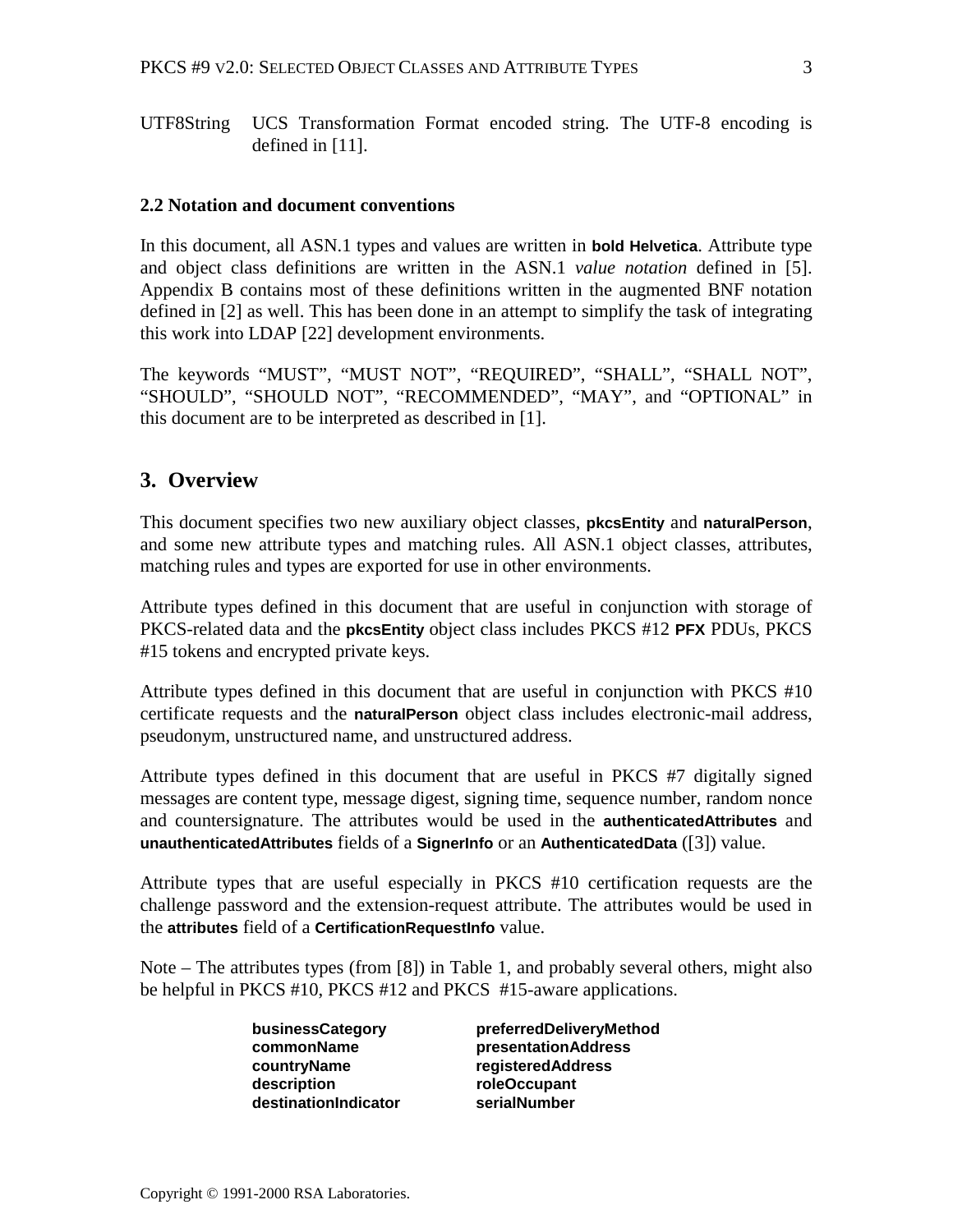UTF8String UCS Transformation Format encoded string. The UTF-8 encoding is defined in [11].

### 2.2 Notation and document conventions

In this document, all ASN.1 types and values are written in **bold Helvetica**. Attribute type and object class definitions are written in the ASN.1 *value notation* defined in [5]. Appendix B contains most of these definitions written in the augmented BNF notation defined in [2] as well. This has been done in an attempt to simplify the task of integrating this work into LDAP [22] development environments.

The keywords "MUST", "MUST NOT", "REQUIRED", "SHALL", "SHALL NOT", "SHOULD", "SHOULD NOT", "RECOMMENDED", "MAY", and "OPTIONAL" in this document are to be interpreted as described in [1].

## 3. Overview

This document specifies two new auxiliary object classes, **pkcsEntity** and **naturalPerson**, and some new attribute types and matching rules. All ASN.1 object classes, attributes, matching rules and types are exported for use in other environments.

Attribute types defined in this document that are useful in conjunction with storage of PKCS-related data and the **pkcsEntity** object class includes PKCS #12 **PFX** PDUs, PKCS #15 tokens and encrypted private keys.

Attribute types defined in this document that are useful in conjunction with PKCS #10 certificate requests and the **naturalPerson** object class includes electronic-mail address, pseudonym, unstructured name, and unstructured address.

Attribute types defined in this document that are useful in PKCS #7 digitally signed messages are content type, message digest, signing time, sequence number, random nonce and countersignature. The attributes would be used in the **authenticatedAttributes** and **unauthenticatedAttributes** fields of a **SignerInfo** or an **AuthenticatedData** ([3]) value.

Attribute types that are useful especially in PKCS #10 certification requests are the challenge password and the extension-request attribute. The attributes would be used in the **attributes** field of a **CertificationRequestInfo** value.

Note – The attributes types (from [8]) in Table 1, and probably several others, might also be helpful in PKCS #10, PKCS #12 and PKCS #15-aware applications.

| | |
|---|---|
| **businessCategory** | **preferredDeliveryMethod** |
| **commonName** | **presentationAddress** |
| **countryName** | **registeredAddress** |
| **description** | **roleOccupant** |
| **destinationIndicator** | **serialNumber** |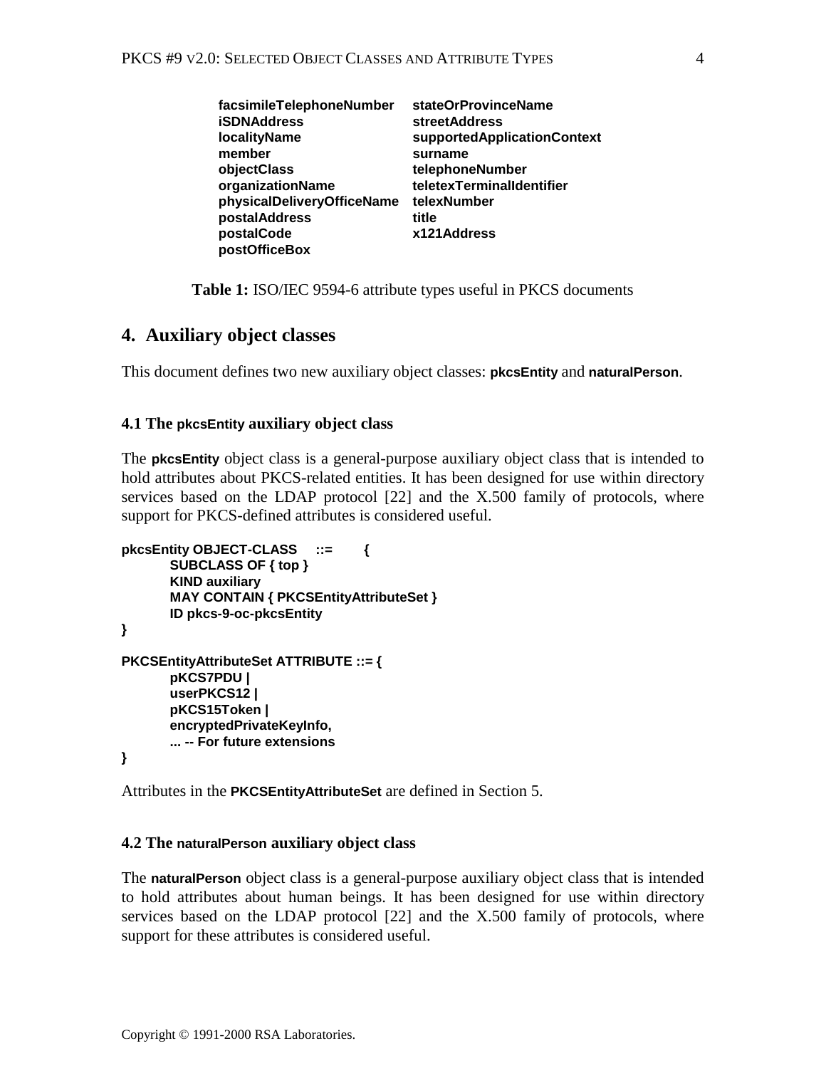| | |
|---|---|
| **facsimileTelephoneNumber** | **stateOrProvinceName** |
| **iSDNAddress** | **streetAddress** |
| **localityName** | **supportedApplicationContext** |
| **member** | **surname** |
| **objectClass** | **telephoneNumber** |
| **organizationName** | **teletexTerminalIdentifier** |
| **physicalDeliveryOfficeName** | **telexNumber** |
| **postalAddress** | **title** |
| **postalCode** | **x121Address** |
| **postOfficeBox** | |

**Table 1:** ISO/IEC 9594-6 attribute types useful in PKCS documents

## 4. Auxiliary object classes

This document defines two new auxiliary object classes: **pkcsEntity** and **naturalPerson**.

### 4.1 The pkcsEntity auxiliary object class

The **pkcsEntity** object class is a general-purpose auxiliary object class that is intended to hold attributes about PKCS-related entities. It has been designed for use within directory services based on the LDAP protocol [22] and the X.500 family of protocols, where support for PKCS-defined attributes is considered useful.

```
pkcsEntity OBJECT-CLASS     ::=       {
        SUBCLASS OF { top }
        KIND auxiliary
        MAY CONTAIN { PKCSEntityAttributeSet }
        ID pkcs-9-oc-pkcsEntity
}

PKCSEntityAttributeSet ATTRIBUTE ::= {
        pKCS7PDU |
        userPKCS12 |
        pKCS15Token |
        encryptedPrivateKeyInfo,
        ... -- For future extensions
}
```

Attributes in the **PKCSEntityAttributeSet** are defined in Section 5.

### 4.2 The naturalPerson auxiliary object class

The **naturalPerson** object class is a general-purpose auxiliary object class that is intended to hold attributes about human beings. It has been designed for use within directory services based on the LDAP protocol [22] and the X.500 family of protocols, where support for these attributes is considered useful.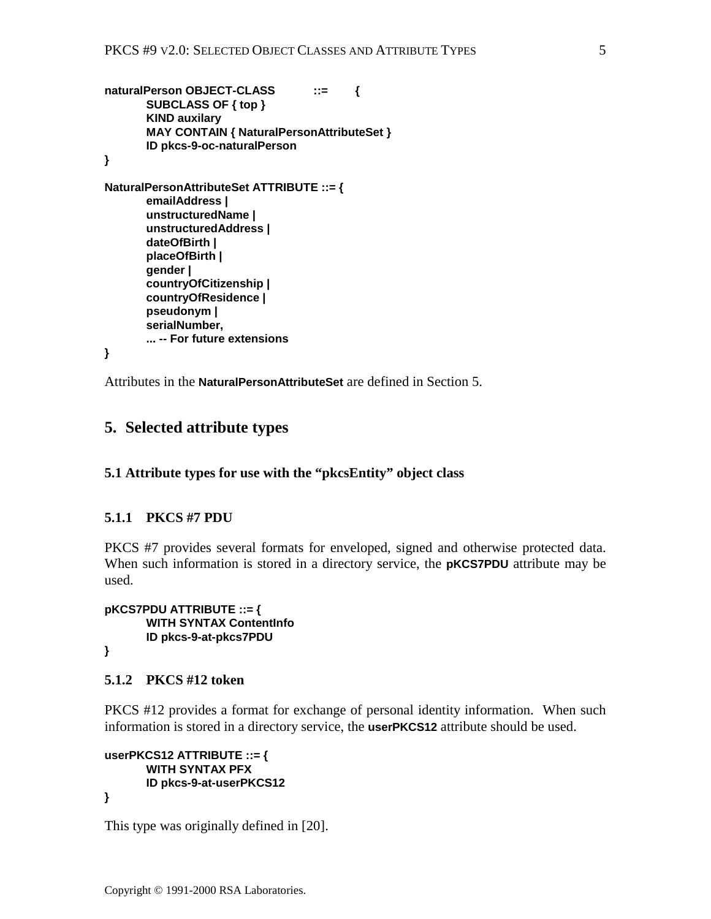```
naturalPerson OBJECT-CLASS ::= {
    SUBCLASS OF { top }
    KIND auxilary
    MAY CONTAIN { NaturalPersonAttributeSet }
    ID pkcs-9-oc-naturalPerson
}

NaturalPersonAttributeSet ATTRIBUTE ::= {
    emailAddress |
    unstructuredName |
    unstructuredAddress |
    dateOfBirth |
    placeOfBirth |
    gender |
    countryOfCitizenship |
    countryOfResidence |
    pseudonym |
    serialNumber,
    ... -- For future extensions
}
```

Attributes in the **NaturalPersonAttributeSet** are defined in Section 5.

## 5. Selected attribute types

### 5.1 Attribute types for use with the "pkcsEntity" object class

#### 5.1.1 PKCS #7 PDU

PKCS #7 provides several formats for enveloped, signed and otherwise protected data. When such information is stored in a directory service, the **pKCS7PDU** attribute may be used.

```
pKCS7PDU ATTRIBUTE ::= {
    WITH SYNTAX ContentInfo
    ID pkcs-9-at-pkcs7PDU
}
```

#### 5.1.2 PKCS #12 token

PKCS #12 provides a format for exchange of personal identity information. When such information is stored in a directory service, the **userPKCS12** attribute should be used.

```
userPKCS12 ATTRIBUTE ::= {
    WITH SYNTAX PFX
    ID pkcs-9-at-userPKCS12
}
```

This type was originally defined in [20].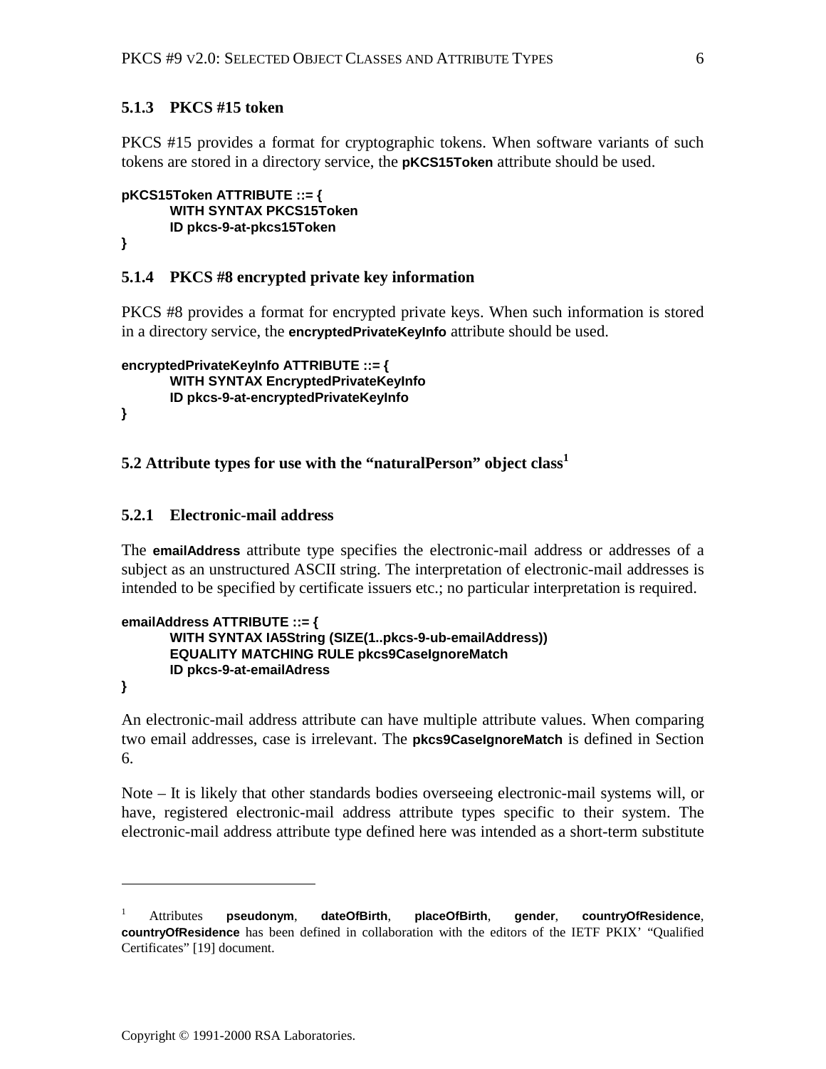### 5.1.3 PKCS #15 token

PKCS #15 provides a format for cryptographic tokens. When software variants of such tokens are stored in a directory service, the **pKCS15Token** attribute should be used.

```
pKCS15Token ATTRIBUTE ::= {
        WITH SYNTAX PKCS15Token
        ID pkcs-9-at-pkcs15Token
}
```

### 5.1.4 PKCS #8 encrypted private key information

PKCS #8 provides a format for encrypted private keys. When such information is stored in a directory service, the **encryptedPrivateKeyInfo** attribute should be used.

```
encryptedPrivateKeyInfo ATTRIBUTE ::= {
        WITH SYNTAX EncryptedPrivateKeyInfo
        ID pkcs-9-at-encryptedPrivateKeyInfo
}
```

## 5.2 Attribute types for use with the "naturalPerson" object class[1]

### 5.2.1 Electronic-mail address

The **emailAddress** attribute type specifies the electronic-mail address or addresses of a subject as an unstructured ASCII string. The interpretation of electronic-mail addresses is intended to be specified by certificate issuers etc.; no particular interpretation is required.

```
emailAddress ATTRIBUTE ::= {
        WITH SYNTAX IA5String (SIZE(1..pkcs-9-ub-emailAddress))
        EQUALITY MATCHING RULE pkcs9CaseIgnoreMatch
        ID pkcs-9-at-emailAdress
}
```

An electronic-mail address attribute can have multiple attribute values. When comparing two email addresses, case is irrelevant. The **pkcs9CaseIgnoreMatch** is defined in Section 6.

Note – It is likely that other standards bodies overseeing electronic-mail systems will, or have, registered electronic-mail address attribute types specific to their system. The electronic-mail address attribute type defined here was intended as a short-term substitute

---

[1] Attributes **pseudonym**, **dateOfBirth**, **placeOfBirth**, **gender**, **countryOfResidence**, **countryOfResidence** has been defined in collaboration with the editors of the IETF PKIX' "Qualified Certificates" [19] document.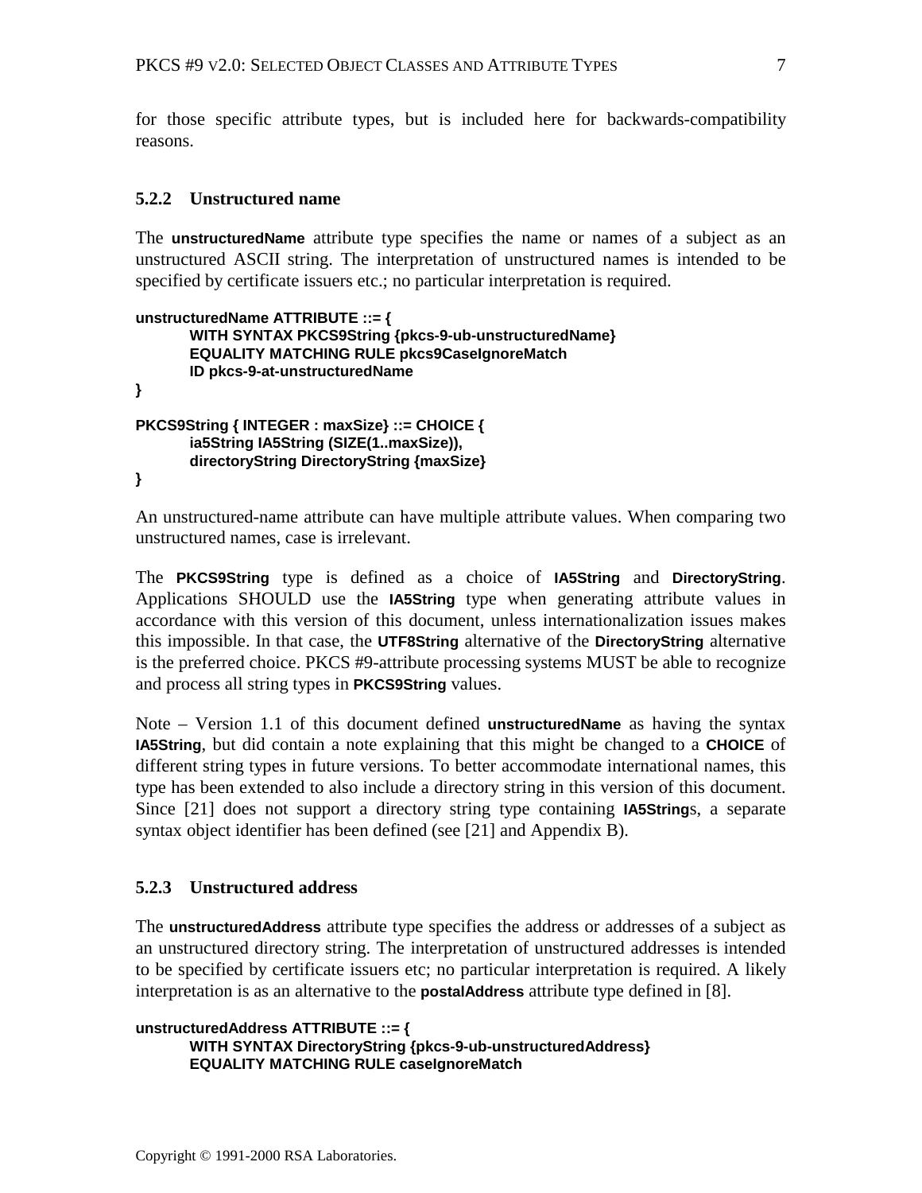for those specific attribute types, but is included here for backwards-compatibility reasons.

### 5.2.2 Unstructured name

The **unstructuredName** attribute type specifies the name or names of a subject as an unstructured ASCII string. The interpretation of unstructured names is intended to be specified by certificate issuers etc.; no particular interpretation is required.

```
unstructuredName ATTRIBUTE ::= {
        WITH SYNTAX PKCS9String {pkcs-9-ub-unstructuredName}
        EQUALITY MATCHING RULE pkcs9CaseIgnoreMatch
        ID pkcs-9-at-unstructuredName
}

PKCS9String { INTEGER : maxSize} ::= CHOICE {
        ia5String IA5String (SIZE(1..maxSize)),
        directoryString DirectoryString {maxSize}
}
```

An unstructured-name attribute can have multiple attribute values. When comparing two unstructured names, case is irrelevant.

The **PKCS9String** type is defined as a choice of **IA5String** and **DirectoryString**. Applications SHOULD use the **IA5String** type when generating attribute values in accordance with this version of this document, unless internationalization issues makes this impossible. In that case, the **UTF8String** alternative of the **DirectoryString** alternative is the preferred choice. PKCS #9-attribute processing systems MUST be able to recognize and process all string types in **PKCS9String** values.

Note – Version 1.1 of this document defined **unstructuredName** as having the syntax **IA5String**, but did contain a note explaining that this might be changed to a **CHOICE** of different string types in future versions. To better accommodate international names, this type has been extended to also include a directory string in this version of this document. Since [21] does not support a directory string type containing **IA5String**s, a separate syntax object identifier has been defined (see [21] and Appendix B).

### 5.2.3 Unstructured address

The **unstructuredAddress** attribute type specifies the address or addresses of a subject as an unstructured directory string. The interpretation of unstructured addresses is intended to be specified by certificate issuers etc; no particular interpretation is required. A likely interpretation is as an alternative to the **postalAddress** attribute type defined in [8].

```
unstructuredAddress ATTRIBUTE ::= {
        WITH SYNTAX DirectoryString {pkcs-9-ub-unstructuredAddress}
        EQUALITY MATCHING RULE caseIgnoreMatch
```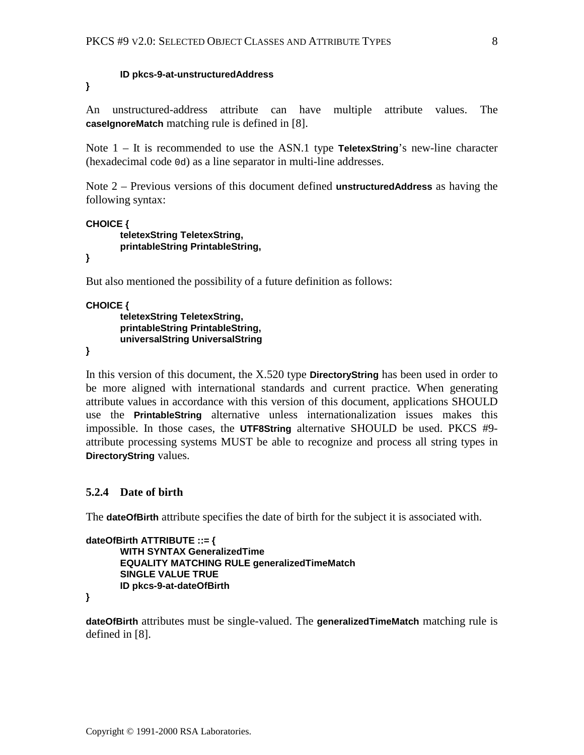```
        ID pkcs-9-at-unstructuredAddress
}
```

An unstructured-address attribute can have multiple attribute values. The **caseIgnoreMatch** matching rule is defined in [8].

Note 1 – It is recommended to use the ASN.1 type **TeletexString**'s new-line character (hexadecimal code `0d`) as a line separator in multi-line addresses.

Note 2 – Previous versions of this document defined **unstructuredAddress** as having the following syntax:

```
CHOICE {
        teletexString TeletexString,
        printableString PrintableString,
}
```

But also mentioned the possibility of a future definition as follows:

```
CHOICE {
        teletexString TeletexString,
        printableString PrintableString,
        universalString UniversalString
}
```

In this version of this document, the X.520 type **DirectoryString** has been used in order to be more aligned with international standards and current practice. When generating attribute values in accordance with this version of this document, applications SHOULD use the **PrintableString** alternative unless internationalization issues makes this impossible. In those cases, the **UTF8String** alternative SHOULD be used. PKCS #9-attribute processing systems MUST be able to recognize and process all string types in **DirectoryString** values.

### 5.2.4 Date of birth

The **dateOfBirth** attribute specifies the date of birth for the subject it is associated with.

```
dateOfBirth ATTRIBUTE ::= {
        WITH SYNTAX GeneralizedTime
        EQUALITY MATCHING RULE generalizedTimeMatch
        SINGLE VALUE TRUE
        ID pkcs-9-at-dateOfBirth
}
```

**dateOfBirth** attributes must be single-valued. The **generalizedTimeMatch** matching rule is defined in [8].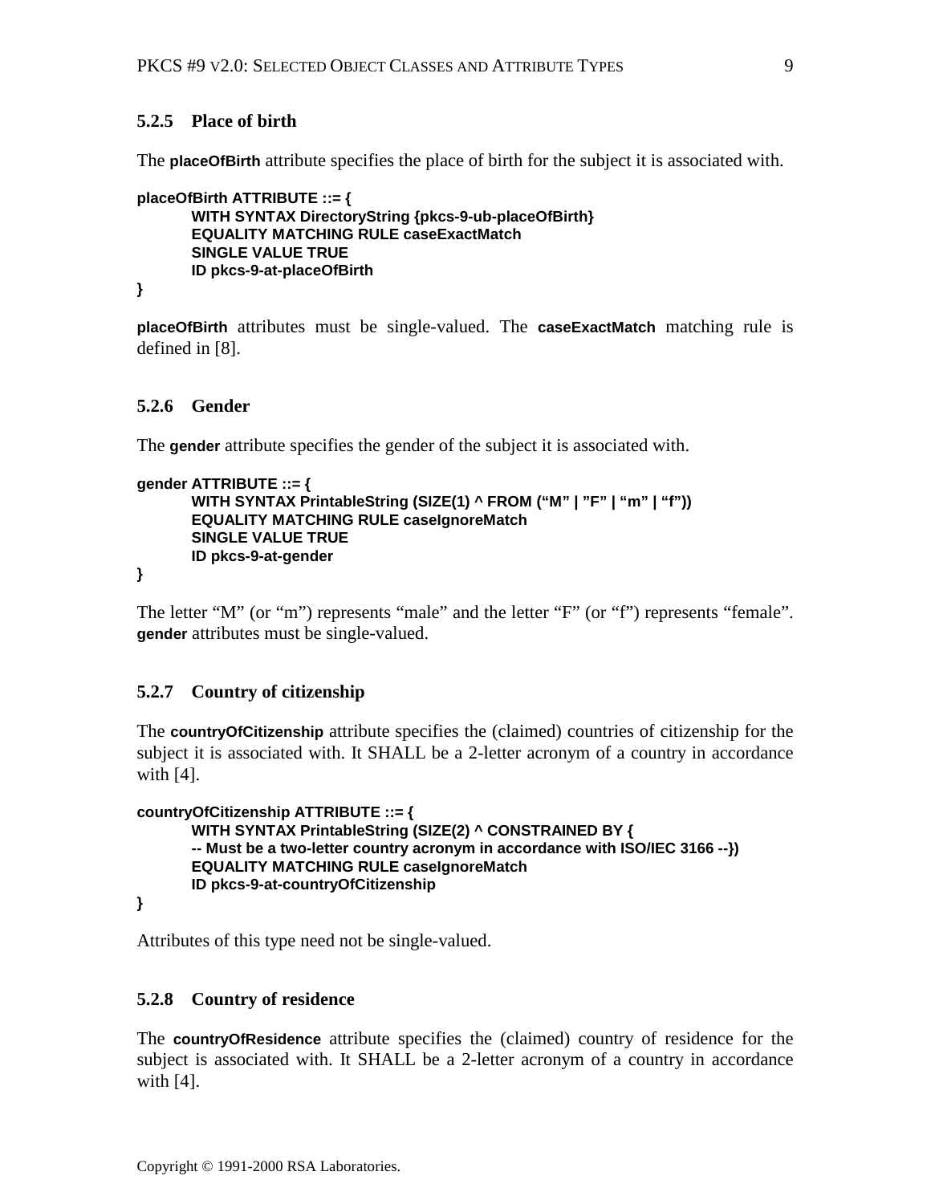### 5.2.5 Place of birth

The **placeOfBirth** attribute specifies the place of birth for the subject it is associated with.

```
placeOfBirth ATTRIBUTE ::= {
        WITH SYNTAX DirectoryString {pkcs-9-ub-placeOfBirth}
        EQUALITY MATCHING RULE caseExactMatch
        SINGLE VALUE TRUE
        ID pkcs-9-at-placeOfBirth
}
```

**placeOfBirth** attributes must be single-valued. The **caseExactMatch** matching rule is defined in [8].

### 5.2.6 Gender

The **gender** attribute specifies the gender of the subject it is associated with.

```
gender ATTRIBUTE ::= {
        WITH SYNTAX PrintableString (SIZE(1) ^ FROM ("M" | "F" | "m" | "f"))
        EQUALITY MATCHING RULE caseIgnoreMatch
        SINGLE VALUE TRUE
        ID pkcs-9-at-gender
}
```

The letter "M" (or "m") represents "male" and the letter "F" (or "f") represents "female". **gender** attributes must be single-valued.

### 5.2.7 Country of citizenship

The **countryOfCitizenship** attribute specifies the (claimed) countries of citizenship for the subject it is associated with. It SHALL be a 2-letter acronym of a country in accordance with [4].

```
countryOfCitizenship ATTRIBUTE ::= {
        WITH SYNTAX PrintableString (SIZE(2) ^ CONSTRAINED BY {
        -- Must be a two-letter country acronym in accordance with ISO/IEC 3166 --})
        EQUALITY MATCHING RULE caseIgnoreMatch
        ID pkcs-9-at-countryOfCitizenship
}
```

Attributes of this type need not be single-valued.

### 5.2.8 Country of residence

The **countryOfResidence** attribute specifies the (claimed) country of residence for the subject is associated with. It SHALL be a 2-letter acronym of a country in accordance with [4].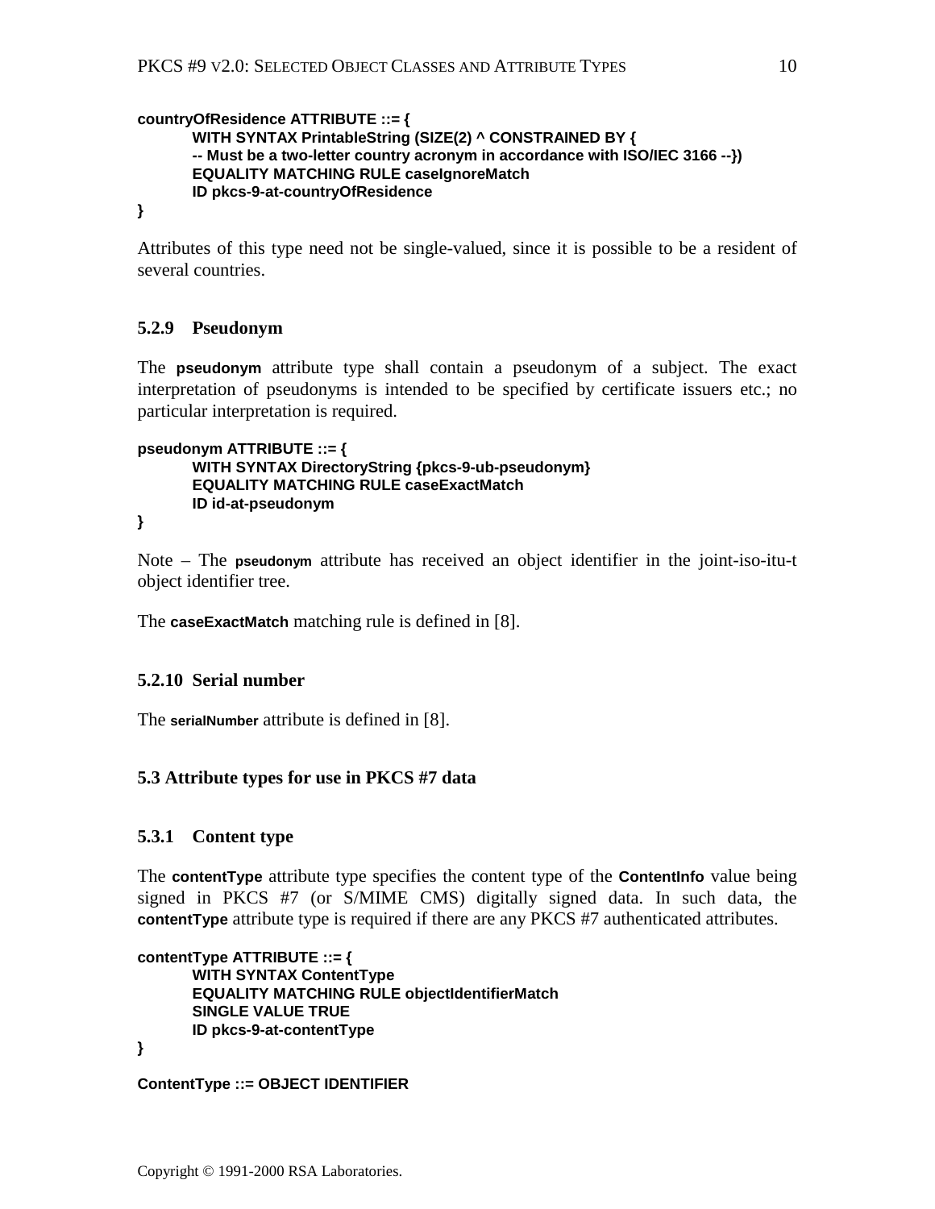```
countryOfResidence ATTRIBUTE ::= {
        WITH SYNTAX PrintableString (SIZE(2) ^ CONSTRAINED BY {
        -- Must be a two-letter country acronym in accordance with ISO/IEC 3166 --})
        EQUALITY MATCHING RULE caseIgnoreMatch
        ID pkcs-9-at-countryOfResidence
}
```

Attributes of this type need not be single-valued, since it is possible to be a resident of several countries.

### 5.2.9 Pseudonym

The **pseudonym** attribute type shall contain a pseudonym of a subject. The exact interpretation of pseudonyms is intended to be specified by certificate issuers etc.; no particular interpretation is required.

```
pseudonym ATTRIBUTE ::= {
        WITH SYNTAX DirectoryString {pkcs-9-ub-pseudonym}
        EQUALITY MATCHING RULE caseExactMatch
        ID id-at-pseudonym
}
```

Note – The **pseudonym** attribute has received an object identifier in the joint-iso-itu-t object identifier tree.

The **caseExactMatch** matching rule is defined in [8].

### 5.2.10 Serial number

The **serialNumber** attribute is defined in [8].

## 5.3 Attribute types for use in PKCS #7 data

### 5.3.1 Content type

The **contentType** attribute type specifies the content type of the **ContentInfo** value being signed in PKCS #7 (or S/MIME CMS) digitally signed data. In such data, the **contentType** attribute type is required if there are any PKCS #7 authenticated attributes.

```
contentType ATTRIBUTE ::= {
        WITH SYNTAX ContentType
        EQUALITY MATCHING RULE objectIdentifierMatch
        SINGLE VALUE TRUE
        ID pkcs-9-at-contentType
}

ContentType ::= OBJECT IDENTIFIER
```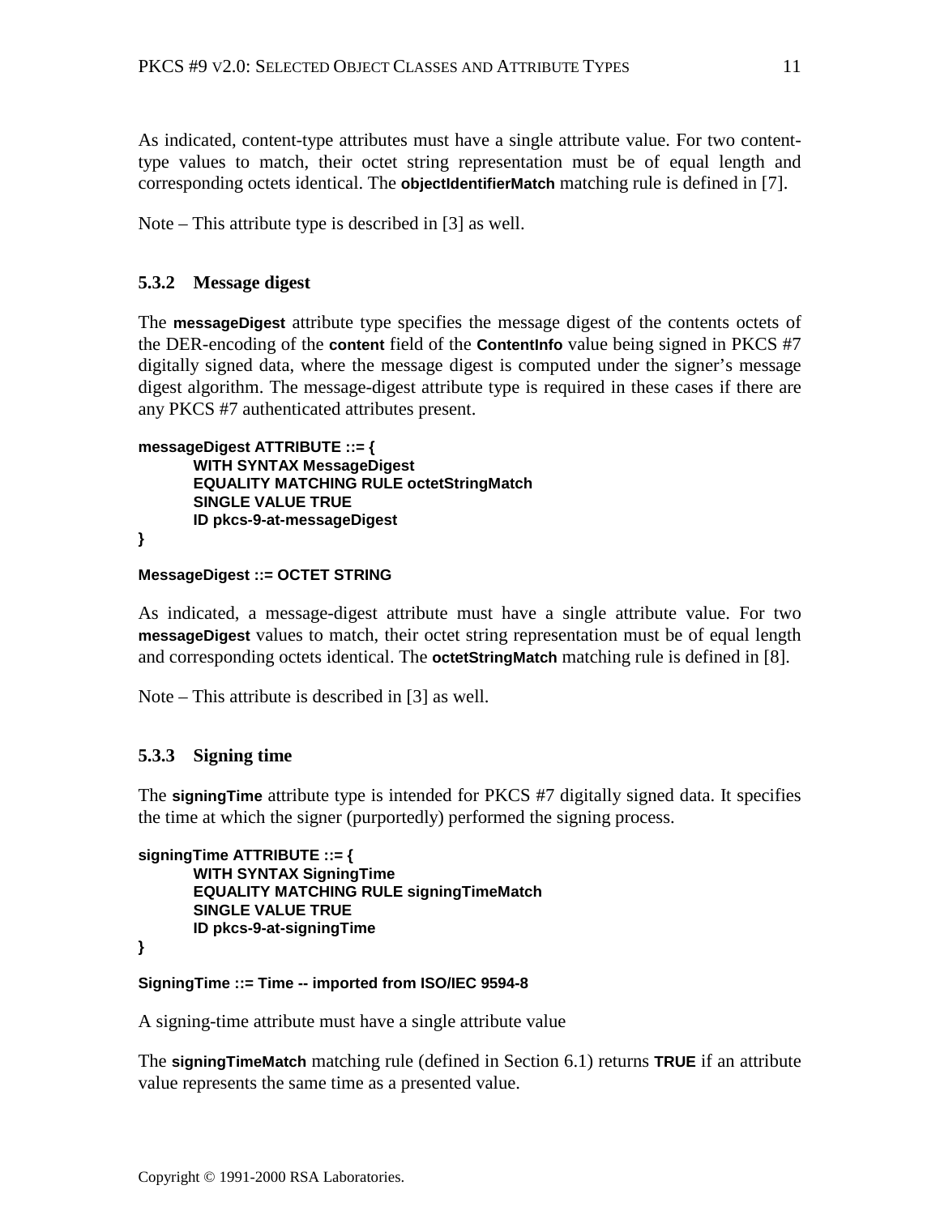As indicated, content-type attributes must have a single attribute value. For two content-type values to match, their octet string representation must be of equal length and corresponding octets identical. The **objectIdentifierMatch** matching rule is defined in [7].

Note – This attribute type is described in [3] as well.

### 5.3.2 Message digest

The **messageDigest** attribute type specifies the message digest of the contents octets of the DER-encoding of the **content** field of the **ContentInfo** value being signed in PKCS #7 digitally signed data, where the message digest is computed under the signer's message digest algorithm. The message-digest attribute type is required in these cases if there are any PKCS #7 authenticated attributes present.

```
messageDigest ATTRIBUTE ::= {
        WITH SYNTAX MessageDigest
        EQUALITY MATCHING RULE octetStringMatch
        SINGLE VALUE TRUE
        ID pkcs-9-at-messageDigest
}

MessageDigest ::= OCTET STRING
```

As indicated, a message-digest attribute must have a single attribute value. For two **messageDigest** values to match, their octet string representation must be of equal length and corresponding octets identical. The **octetStringMatch** matching rule is defined in [8].

Note – This attribute is described in [3] as well.

### 5.3.3 Signing time

The **signingTime** attribute type is intended for PKCS #7 digitally signed data. It specifies the time at which the signer (purportedly) performed the signing process.

```
signingTime ATTRIBUTE ::= {
        WITH SYNTAX SigningTime
        EQUALITY MATCHING RULE signingTimeMatch
        SINGLE VALUE TRUE
        ID pkcs-9-at-signingTime
}

SigningTime ::= Time -- imported from ISO/IEC 9594-8
```

A signing-time attribute must have a single attribute value

The **signingTimeMatch** matching rule (defined in Section 6.1) returns **TRUE** if an attribute value represents the same time as a presented value.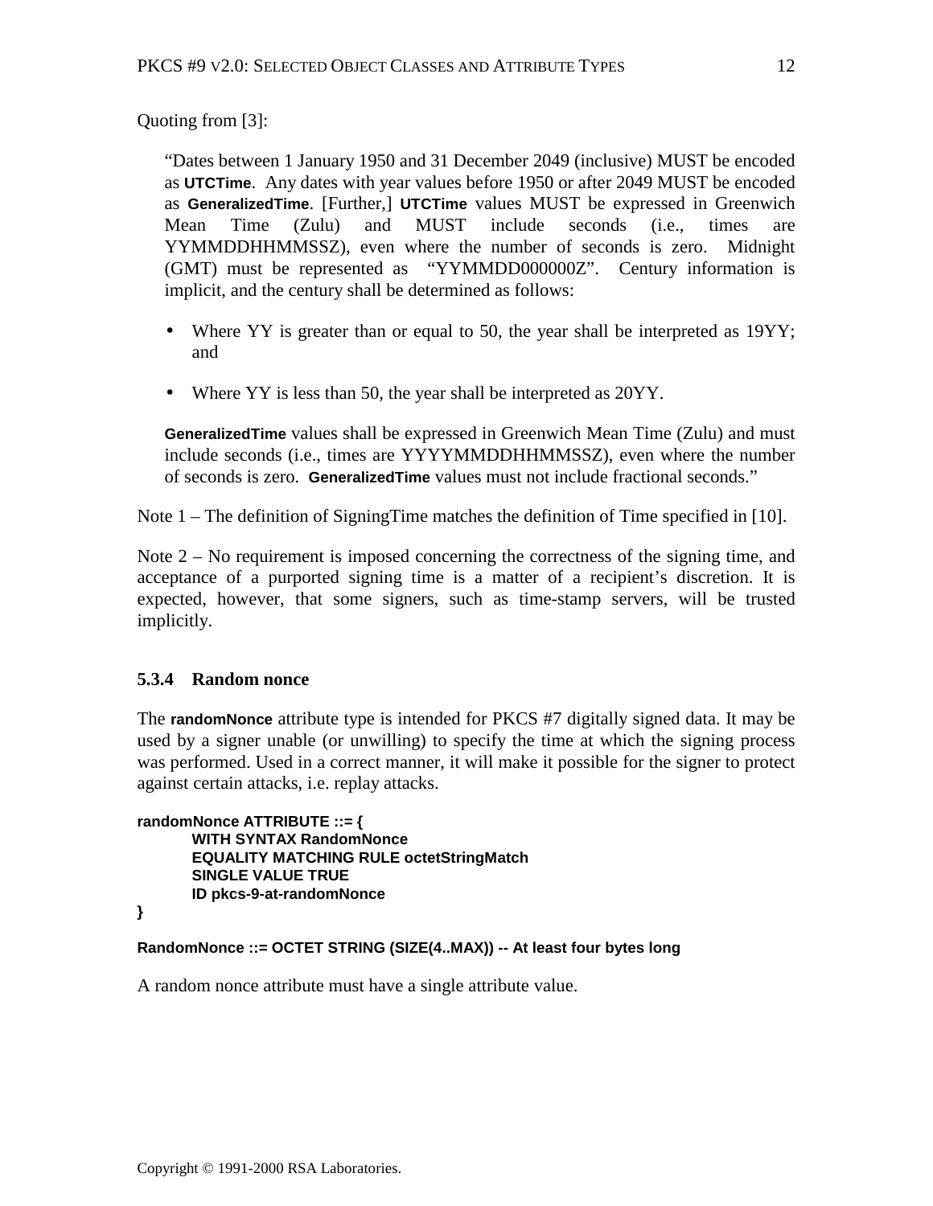Quoting from [3]:

> "Dates between 1 January 1950 and 31 December 2049 (inclusive) MUST be encoded as **UTCTime**. Any dates with year values before 1950 or after 2049 MUST be encoded as **GeneralizedTime**. [Further,] **UTCTime** values MUST be expressed in Greenwich Mean Time (Zulu) and MUST include seconds (i.e., times are YYMMDDHHMMSSZ), even where the number of seconds is zero. Midnight (GMT) must be represented as "YYMMDD000000Z". Century information is implicit, and the century shall be determined as follows:
>
> - Where YY is greater than or equal to 50, the year shall be interpreted as 19YY; and
> - Where YY is less than 50, the year shall be interpreted as 20YY.
>
> **GeneralizedTime** values shall be expressed in Greenwich Mean Time (Zulu) and must include seconds (i.e., times are YYYYMMDDHHMMSSZ), even where the number of seconds is zero. **GeneralizedTime** values must not include fractional seconds."

Note 1 – The definition of SigningTime matches the definition of Time specified in [10].

Note 2 – No requirement is imposed concerning the correctness of the signing time, and acceptance of a purported signing time is a matter of a recipient's discretion. It is expected, however, that some signers, such as time-stamp servers, will be trusted implicitly.

### 5.3.4 Random nonce

The **randomNonce** attribute type is intended for PKCS #7 digitally signed data. It may be used by a signer unable (or unwilling) to specify the time at which the signing process was performed. Used in a correct manner, it will make it possible for the signer to protect against certain attacks, i.e. replay attacks.

```
randomNonce ATTRIBUTE ::= {
        WITH SYNTAX RandomNonce
        EQUALITY MATCHING RULE octetStringMatch
        SINGLE VALUE TRUE
        ID pkcs-9-at-randomNonce
}

RandomNonce ::= OCTET STRING (SIZE(4..MAX)) -- At least four bytes long
```

A random nonce attribute must have a single attribute value.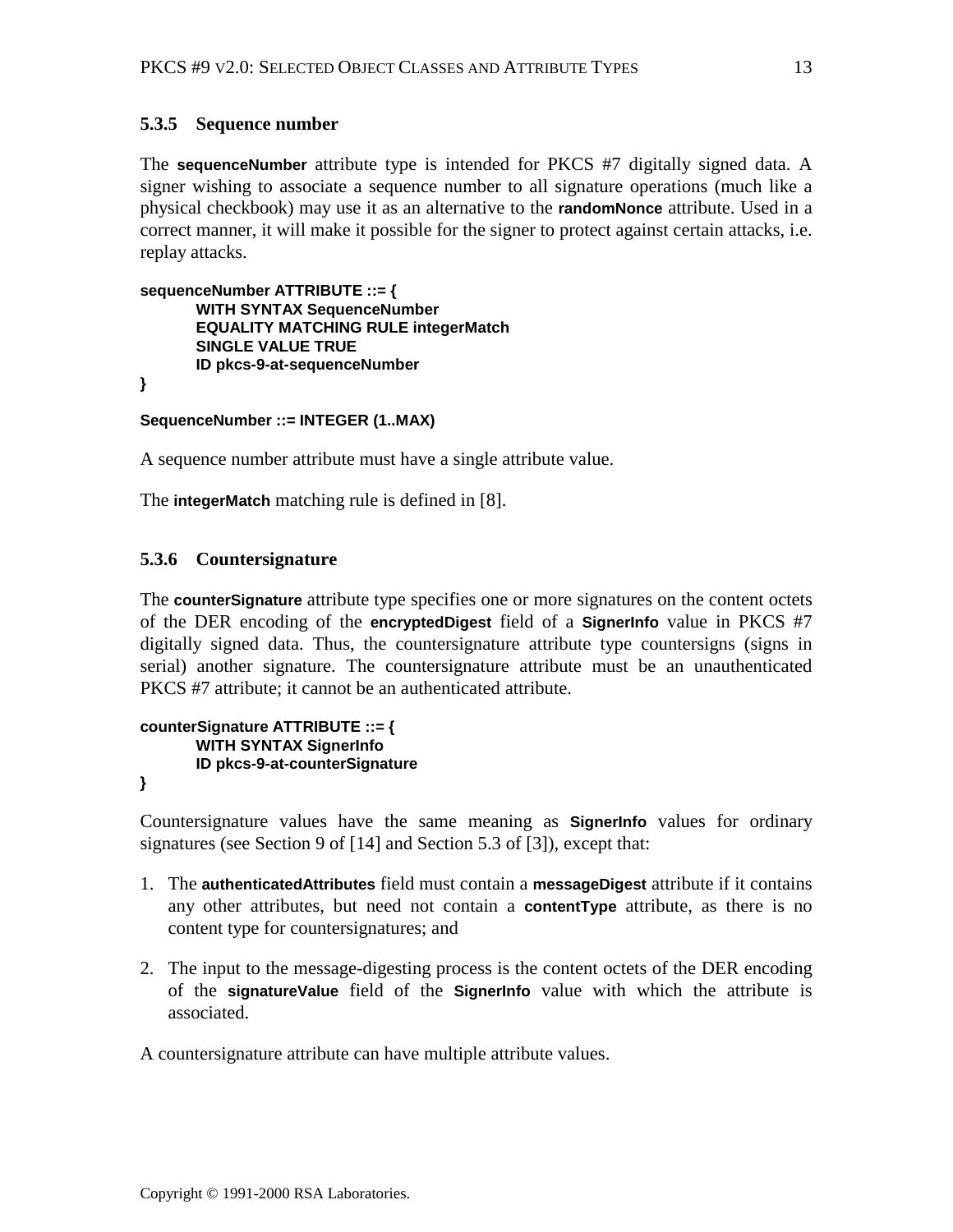### 5.3.5 Sequence number

The **sequenceNumber** attribute type is intended for PKCS #7 digitally signed data. A signer wishing to associate a sequence number to all signature operations (much like a physical checkbook) may use it as an alternative to the **randomNonce** attribute. Used in a correct manner, it will make it possible for the signer to protect against certain attacks, i.e. replay attacks.

```
sequenceNumber ATTRIBUTE ::= {
        WITH SYNTAX SequenceNumber
        EQUALITY MATCHING RULE integerMatch
        SINGLE VALUE TRUE
        ID pkcs-9-at-sequenceNumber
}

SequenceNumber ::= INTEGER (1..MAX)
```

A sequence number attribute must have a single attribute value.

The **integerMatch** matching rule is defined in [8].

### 5.3.6 Countersignature

The **counterSignature** attribute type specifies one or more signatures on the content octets of the DER encoding of the **encryptedDigest** field of a **SignerInfo** value in PKCS #7 digitally signed data. Thus, the countersignature attribute type countersigns (signs in serial) another signature. The countersignature attribute must be an unauthenticated PKCS #7 attribute; it cannot be an authenticated attribute.

```
counterSignature ATTRIBUTE ::= {
        WITH SYNTAX SignerInfo
        ID pkcs-9-at-counterSignature
}
```

Countersignature values have the same meaning as **SignerInfo** values for ordinary signatures (see Section 9 of [14] and Section 5.3 of [3]), except that:

1. The **authenticatedAttributes** field must contain a **messageDigest** attribute if it contains any other attributes, but need not contain a **contentType** attribute, as there is no content type for countersignatures; and

2. The input to the message-digesting process is the content octets of the DER encoding of the **signatureValue** field of the **SignerInfo** value with which the attribute is associated.

A countersignature attribute can have multiple attribute values.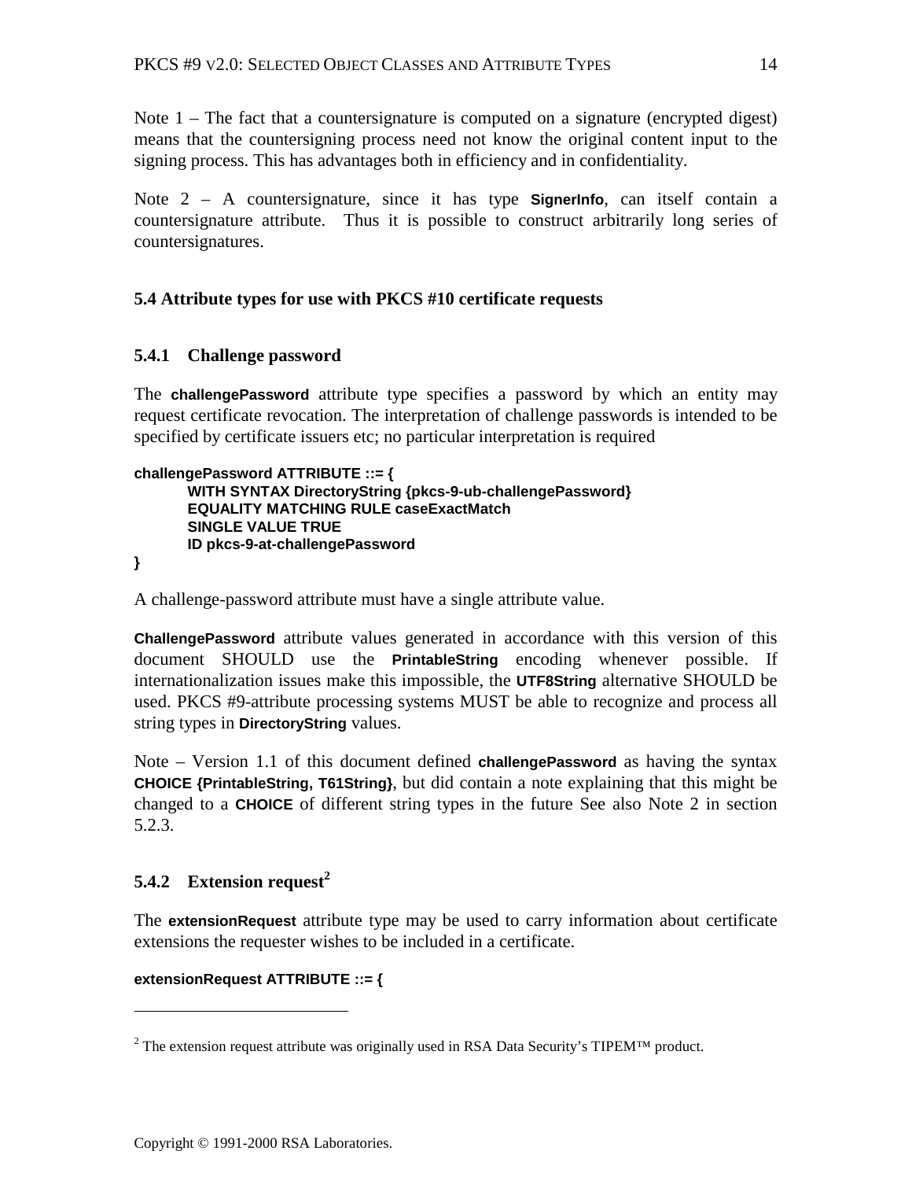Note 1 – The fact that a countersignature is computed on a signature (encrypted digest) means that the countersigning process need not know the original content input to the signing process. This has advantages both in efficiency and in confidentiality.

Note 2 – A countersignature, since it has type **SignerInfo**, can itself contain a countersignature attribute. Thus it is possible to construct arbitrarily long series of countersignatures.

### 5.4 Attribute types for use with PKCS #10 certificate requests

#### 5.4.1 Challenge password

The **challengePassword** attribute type specifies a password by which an entity may request certificate revocation. The interpretation of challenge passwords is intended to be specified by certificate issuers etc; no particular interpretation is required

```
challengePassword ATTRIBUTE ::= {
        WITH SYNTAX DirectoryString {pkcs-9-ub-challengePassword}
        EQUALITY MATCHING RULE caseExactMatch
        SINGLE VALUE TRUE
        ID pkcs-9-at-challengePassword
}
```

A challenge-password attribute must have a single attribute value.

**ChallengePassword** attribute values generated in accordance with this version of this document SHOULD use the **PrintableString** encoding whenever possible. If internationalization issues make this impossible, the **UTF8String** alternative SHOULD be used. PKCS #9-attribute processing systems MUST be able to recognize and process all string types in **DirectoryString** values.

Note – Version 1.1 of this document defined **challengePassword** as having the syntax **CHOICE {PrintableString, T61String}**, but did contain a note explaining that this might be changed to a **CHOICE** of different string types in the future See also Note 2 in section 5.2.3.

#### 5.4.2 Extension request[2]

The **extensionRequest** attribute type may be used to carry information about certificate extensions the requester wishes to be included in a certificate.

```
extensionRequest ATTRIBUTE ::= {
```

[2] The extension request attribute was originally used in RSA Data Security's TIPEM™ product.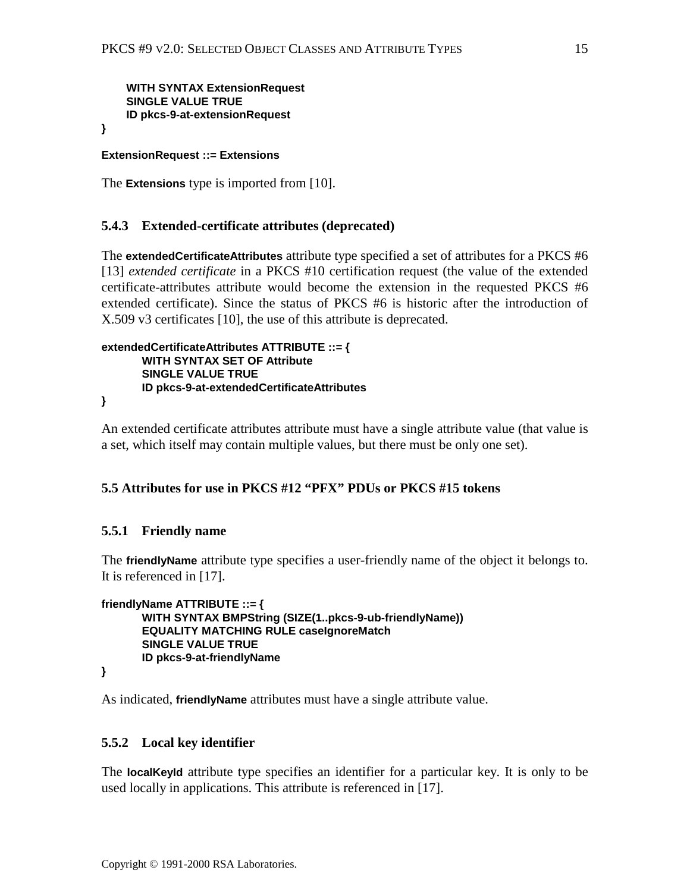```
    WITH SYNTAX ExtensionRequest
    SINGLE VALUE TRUE
    ID pkcs-9-at-extensionRequest
}

ExtensionRequest ::= Extensions
```

The **Extensions** type is imported from [10].

### 5.4.3 Extended-certificate attributes (deprecated)

The **extendedCertificateAttributes** attribute type specified a set of attributes for a PKCS #6 [13] *extended certificate* in a PKCS #10 certification request (the value of the extended certificate-attributes attribute would become the extension in the requested PKCS #6 extended certificate). Since the status of PKCS #6 is historic after the introduction of X.509 v3 certificates [10], the use of this attribute is deprecated.

```
extendedCertificateAttributes ATTRIBUTE ::= {
        WITH SYNTAX SET OF Attribute
        SINGLE VALUE TRUE
        ID pkcs-9-at-extendedCertificateAttributes
}
```

An extended certificate attributes attribute must have a single attribute value (that value is a set, which itself may contain multiple values, but there must be only one set).

## 5.5 Attributes for use in PKCS #12 "PFX" PDUs or PKCS #15 tokens

### 5.5.1 Friendly name

The **friendlyName** attribute type specifies a user-friendly name of the object it belongs to. It is referenced in [17].

```
friendlyName ATTRIBUTE ::= {
        WITH SYNTAX BMPString (SIZE(1..pkcs-9-ub-friendlyName))
        EQUALITY MATCHING RULE caseIgnoreMatch
        SINGLE VALUE TRUE
        ID pkcs-9-at-friendlyName
}
```

As indicated, **friendlyName** attributes must have a single attribute value.

### 5.5.2 Local key identifier

The **localKeyId** attribute type specifies an identifier for a particular key. It is only to be used locally in applications. This attribute is referenced in [17].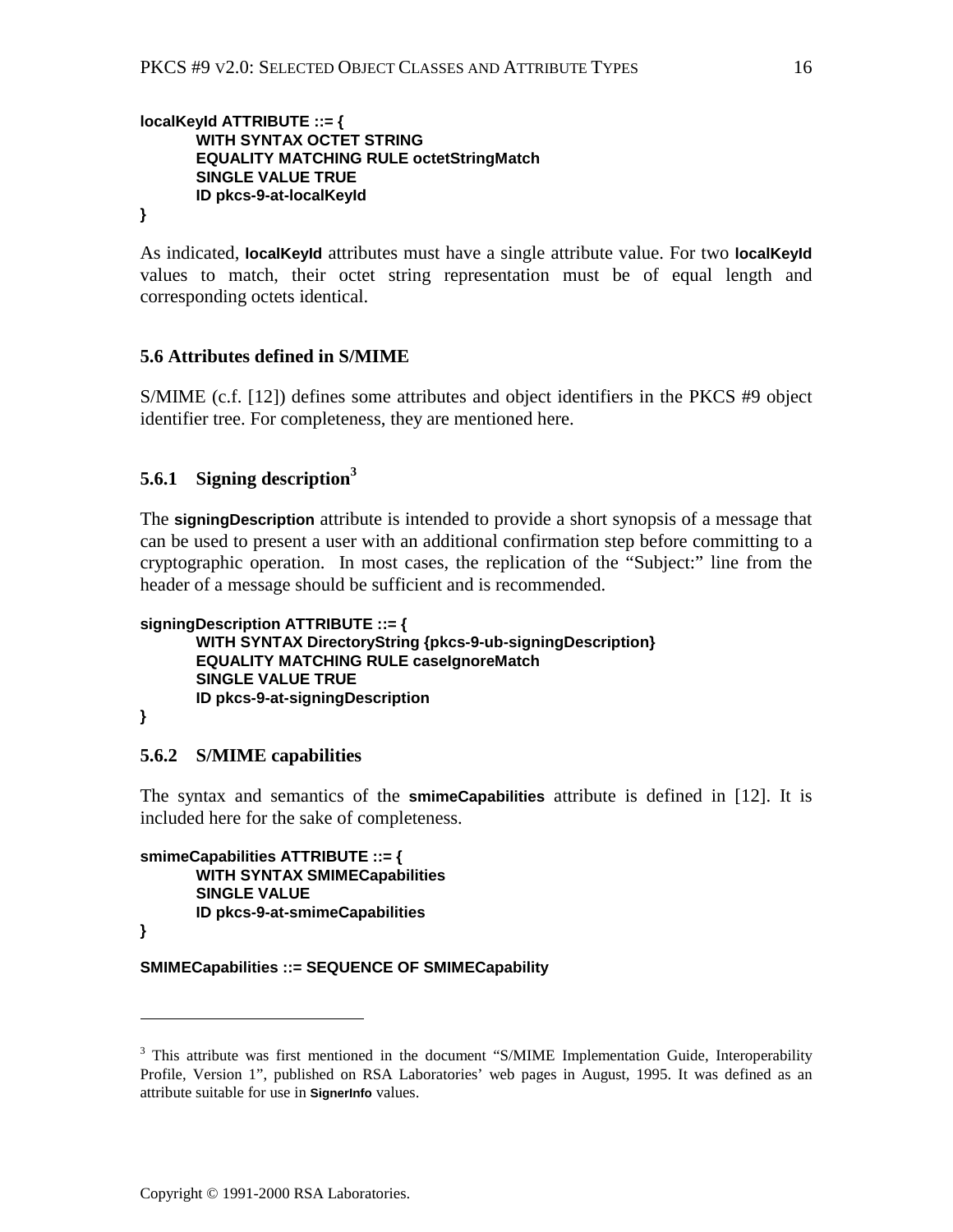```
localKeyId ATTRIBUTE ::= {
        WITH SYNTAX OCTET STRING
        EQUALITY MATCHING RULE octetStringMatch
        SINGLE VALUE TRUE
        ID pkcs-9-at-localKeyId
}
```

As indicated, **localKeyId** attributes must have a single attribute value. For two **localKeyId** values to match, their octet string representation must be of equal length and corresponding octets identical.

## 5.6 Attributes defined in S/MIME

S/MIME (c.f. [12]) defines some attributes and object identifiers in the PKCS #9 object identifier tree. For completeness, they are mentioned here.

### 5.6.1 Signing description[3]

The **signingDescription** attribute is intended to provide a short synopsis of a message that can be used to present a user with an additional confirmation step before committing to a cryptographic operation. In most cases, the replication of the "Subject:" line from the header of a message should be sufficient and is recommended.

```
signingDescription ATTRIBUTE ::= {
        WITH SYNTAX DirectoryString {pkcs-9-ub-signingDescription}
        EQUALITY MATCHING RULE caseIgnoreMatch
        SINGLE VALUE TRUE
        ID pkcs-9-at-signingDescription
}
```

### 5.6.2 S/MIME capabilities

The syntax and semantics of the **smimeCapabilities** attribute is defined in [12]. It is included here for the sake of completeness.

```
smimeCapabilities ATTRIBUTE ::= {
        WITH SYNTAX SMIMECapabilities
        SINGLE VALUE
        ID pkcs-9-at-smimeCapabilities
}

SMIMECapabilities ::= SEQUENCE OF SMIMECapability
```

---

[3] This attribute was first mentioned in the document "S/MIME Implementation Guide, Interoperability Profile, Version 1", published on RSA Laboratories' web pages in August, 1995. It was defined as an attribute suitable for use in **SignerInfo** values.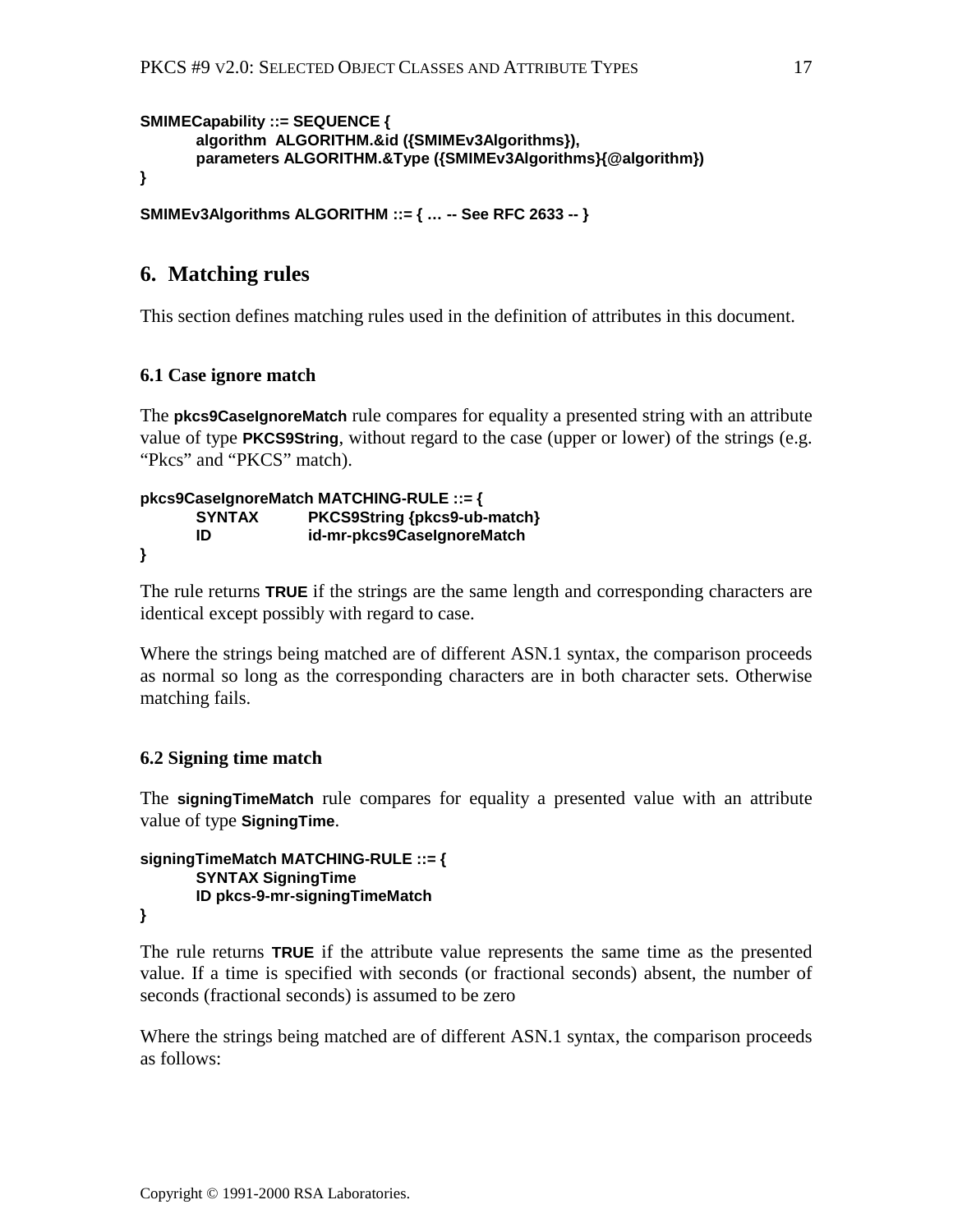```
SMIMECapability ::= SEQUENCE {
        algorithm  ALGORITHM.&id ({SMIMEv3Algorithms}),
        parameters ALGORITHM.&Type ({SMIMEv3Algorithms}{@algorithm})
}

SMIMEv3Algorithms ALGORITHM ::= { … -- See RFC 2633 -- }
```

## 6. Matching rules

This section defines matching rules used in the definition of attributes in this document.

### 6.1 Case ignore match

The **pkcs9CaseIgnoreMatch** rule compares for equality a presented string with an attribute value of type **PKCS9String**, without regard to the case (upper or lower) of the strings (e.g. "Pkcs" and "PKCS" match).

```
pkcs9CaseIgnoreMatch MATCHING-RULE ::= {
        SYNTAX          PKCS9String {pkcs9-ub-match}
        ID              id-mr-pkcs9CaseIgnoreMatch
}
```

The rule returns **TRUE** if the strings are the same length and corresponding characters are identical except possibly with regard to case.

Where the strings being matched are of different ASN.1 syntax, the comparison proceeds as normal so long as the corresponding characters are in both character sets. Otherwise matching fails.

### 6.2 Signing time match

The **signingTimeMatch** rule compares for equality a presented value with an attribute value of type **SigningTime**.

```
signingTimeMatch MATCHING-RULE ::= {
        SYNTAX SigningTime
        ID pkcs-9-mr-signingTimeMatch
}
```

The rule returns **TRUE** if the attribute value represents the same time as the presented value. If a time is specified with seconds (or fractional seconds) absent, the number of seconds (fractional seconds) is assumed to be zero

Where the strings being matched are of different ASN.1 syntax, the comparison proceeds as follows: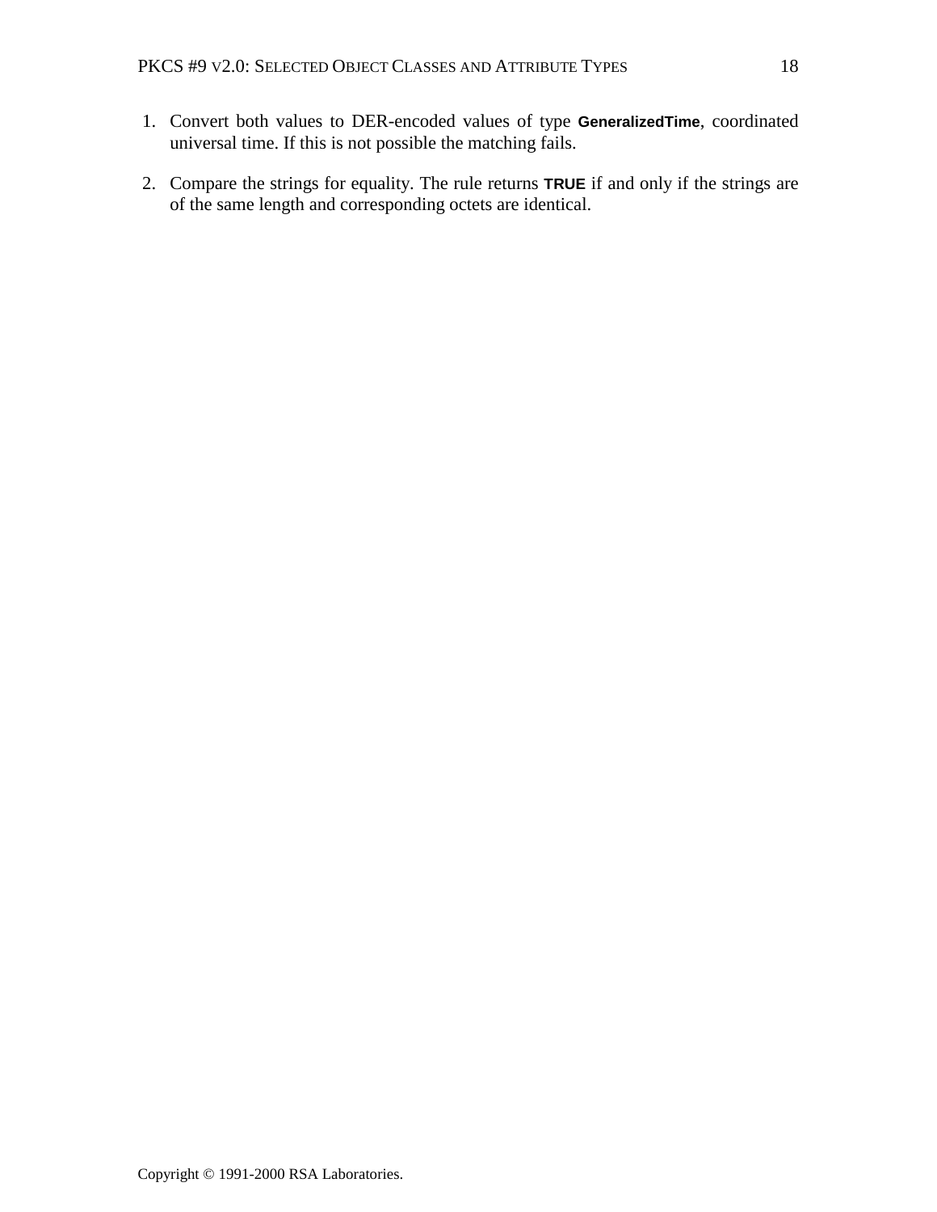1. Convert both values to DER-encoded values of type **GeneralizedTime**, coordinated universal time. If this is not possible the matching fails.

2. Compare the strings for equality. The rule returns **TRUE** if and only if the strings are of the same length and corresponding octets are identical.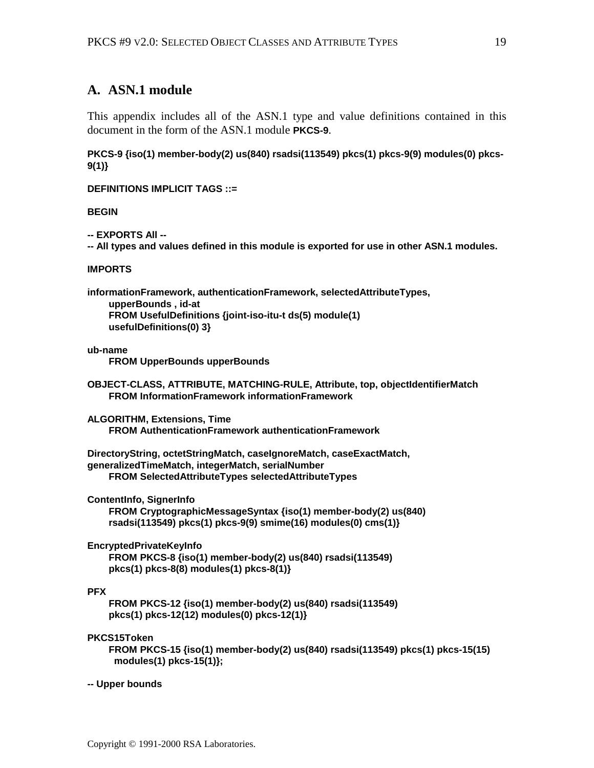# A. ASN.1 module

This appendix includes all of the ASN.1 type and value definitions contained in this document in the form of the ASN.1 module **PKCS-9**.

```
PKCS-9 {iso(1) member-body(2) us(840) rsadsi(113549) pkcs(1) pkcs-9(9) modules(0) pkcs-9(1)}

DEFINITIONS IMPLICIT TAGS ::=

BEGIN

-- EXPORTS All --
-- All types and values defined in this module is exported for use in other ASN.1 modules.

IMPORTS

informationFramework, authenticationFramework, selectedAttributeTypes,
    upperBounds , id-at
    FROM UsefulDefinitions {joint-iso-itu-t ds(5) module(1)
    usefulDefinitions(0) 3}

ub-name
    FROM UpperBounds upperBounds

OBJECT-CLASS, ATTRIBUTE, MATCHING-RULE, Attribute, top, objectIdentifierMatch
    FROM InformationFramework informationFramework

ALGORITHM, Extensions, Time
    FROM AuthenticationFramework authenticationFramework

DirectoryString, octetStringMatch, caseIgnoreMatch, caseExactMatch,
generalizedTimeMatch, integerMatch, serialNumber
    FROM SelectedAttributeTypes selectedAttributeTypes

ContentInfo, SignerInfo
    FROM CryptographicMessageSyntax {iso(1) member-body(2) us(840)
    rsadsi(113549) pkcs(1) pkcs-9(9) smime(16) modules(0) cms(1)}

EncryptedPrivateKeyInfo
    FROM PKCS-8 {iso(1) member-body(2) us(840) rsadsi(113549)
    pkcs(1) pkcs-8(8) modules(1) pkcs-8(1)}

PFX
    FROM PKCS-12 {iso(1) member-body(2) us(840) rsadsi(113549)
    pkcs(1) pkcs-12(12) modules(0) pkcs-12(1)}

PKCS15Token
    FROM PKCS-15 {iso(1) member-body(2) us(840) rsadsi(113549) pkcs(1) pkcs-15(15)
      modules(1) pkcs-15(1)};

-- Upper bounds
```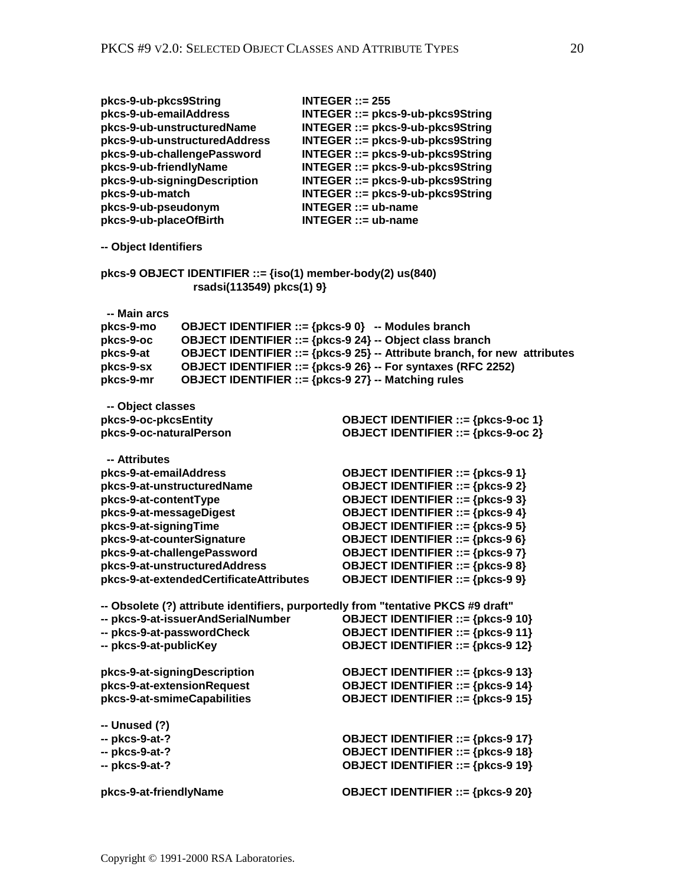```
pkcs-9-ub-pkcs9String              INTEGER ::= 255
pkcs-9-ub-emailAddress             INTEGER ::= pkcs-9-ub-pkcs9String
pkcs-9-ub-unstructuredName         INTEGER ::= pkcs-9-ub-pkcs9String
pkcs-9-ub-unstructuredAddress      INTEGER ::= pkcs-9-ub-pkcs9String
pkcs-9-ub-challengePassword        INTEGER ::= pkcs-9-ub-pkcs9String
pkcs-9-ub-friendlyName             INTEGER ::= pkcs-9-ub-pkcs9String
pkcs-9-ub-signingDescription       INTEGER ::= pkcs-9-ub-pkcs9String
pkcs-9-ub-match                    INTEGER ::= pkcs-9-ub-pkcs9String
pkcs-9-ub-pseudonym                INTEGER ::= ub-name
pkcs-9-ub-placeOfBirth             INTEGER ::= ub-name

-- Object Identifiers

pkcs-9 OBJECT IDENTIFIER ::= {iso(1) member-body(2) us(840)
                 rsadsi(113549) pkcs(1) 9}

  -- Main arcs
pkcs-9-mo      OBJECT IDENTIFIER ::= {pkcs-9 0}   -- Modules branch
pkcs-9-oc      OBJECT IDENTIFIER ::= {pkcs-9 24} -- Object class branch
pkcs-9-at      OBJECT IDENTIFIER ::= {pkcs-9 25} -- Attribute branch, for new  attributes
pkcs-9-sx      OBJECT IDENTIFIER ::= {pkcs-9 26} -- For syntaxes (RFC 2252)
pkcs-9-mr      OBJECT IDENTIFIER ::= {pkcs-9 27} -- Matching rules

  -- Object classes
pkcs-9-oc-pkcsEntity                    OBJECT IDENTIFIER ::= {pkcs-9-oc 1}
pkcs-9-oc-naturalPerson                 OBJECT IDENTIFIER ::= {pkcs-9-oc 2}

  -- Attributes
pkcs-9-at-emailAddress                  OBJECT IDENTIFIER ::= {pkcs-9 1}
pkcs-9-at-unstructuredName              OBJECT IDENTIFIER ::= {pkcs-9 2}
pkcs-9-at-contentType                   OBJECT IDENTIFIER ::= {pkcs-9 3}
pkcs-9-at-messageDigest                 OBJECT IDENTIFIER ::= {pkcs-9 4}
pkcs-9-at-signingTime                   OBJECT IDENTIFIER ::= {pkcs-9 5}
pkcs-9-at-counterSignature              OBJECT IDENTIFIER ::= {pkcs-9 6}
pkcs-9-at-challengePassword             OBJECT IDENTIFIER ::= {pkcs-9 7}
pkcs-9-at-unstructuredAddress           OBJECT IDENTIFIER ::= {pkcs-9 8}
pkcs-9-at-extendedCertificateAttributes OBJECT IDENTIFIER ::= {pkcs-9 9}

-- Obsolete (?) attribute identifiers, purportedly from "tentative PKCS #9 draft"
-- pkcs-9-at-issuerAndSerialNumber      OBJECT IDENTIFIER ::= {pkcs-9 10}
-- pkcs-9-at-passwordCheck              OBJECT IDENTIFIER ::= {pkcs-9 11}
-- pkcs-9-at-publicKey                  OBJECT IDENTIFIER ::= {pkcs-9 12}

pkcs-9-at-signingDescription            OBJECT IDENTIFIER ::= {pkcs-9 13}
pkcs-9-at-extensionRequest              OBJECT IDENTIFIER ::= {pkcs-9 14}
pkcs-9-at-smimeCapabilities             OBJECT IDENTIFIER ::= {pkcs-9 15}

-- Unused (?)
-- pkcs-9-at-?                          OBJECT IDENTIFIER ::= {pkcs-9 17}
-- pkcs-9-at-?                          OBJECT IDENTIFIER ::= {pkcs-9 18}
-- pkcs-9-at-?                          OBJECT IDENTIFIER ::= {pkcs-9 19}

pkcs-9-at-friendlyName                  OBJECT IDENTIFIER ::= {pkcs-9 20}
```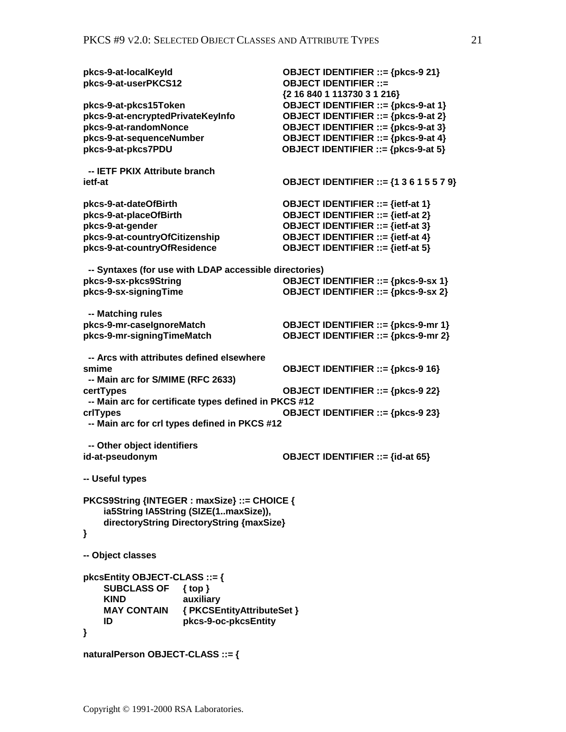```
pkcs-9-at-localKeyId                OBJECT IDENTIFIER ::= {pkcs-9 21}
pkcs-9-at-userPKCS12                OBJECT IDENTIFIER ::=
                                    {2 16 840 1 113730 3 1 216}
pkcs-9-at-pkcs15Token               OBJECT IDENTIFIER ::= {pkcs-9-at 1}
pkcs-9-at-encryptedPrivateKeyInfo   OBJECT IDENTIFIER ::= {pkcs-9-at 2}
pkcs-9-at-randomNonce               OBJECT IDENTIFIER ::= {pkcs-9-at 3}
pkcs-9-at-sequenceNumber            OBJECT IDENTIFIER ::= {pkcs-9-at 4}
pkcs-9-at-pkcs7PDU                  OBJECT IDENTIFIER ::= {pkcs-9-at 5}

  -- IETF PKIX Attribute branch
ietf-at                             OBJECT IDENTIFIER ::= {1 3 6 1 5 5 7 9}

pkcs-9-at-dateOfBirth               OBJECT IDENTIFIER ::= {ietf-at 1}
pkcs-9-at-placeOfBirth              OBJECT IDENTIFIER ::= {ietf-at 2}
pkcs-9-at-gender                    OBJECT IDENTIFIER ::= {ietf-at 3}
pkcs-9-at-countryOfCitizenship      OBJECT IDENTIFIER ::= {ietf-at 4}
pkcs-9-at-countryOfResidence        OBJECT IDENTIFIER ::= {ietf-at 5}

  -- Syntaxes (for use with LDAP accessible directories)
pkcs-9-sx-pkcs9String               OBJECT IDENTIFIER ::= {pkcs-9-sx 1}
pkcs-9-sx-signingTime               OBJECT IDENTIFIER ::= {pkcs-9-sx 2}

  -- Matching rules
pkcs-9-mr-caseIgnoreMatch           OBJECT IDENTIFIER ::= {pkcs-9-mr 1}
pkcs-9-mr-signingTimeMatch          OBJECT IDENTIFIER ::= {pkcs-9-mr 2}

  -- Arcs with attributes defined elsewhere
smime                               OBJECT IDENTIFIER ::= {pkcs-9 16}
  -- Main arc for S/MIME (RFC 2633)
certTypes                           OBJECT IDENTIFIER ::= {pkcs-9 22}
  -- Main arc for certificate types defined in PKCS #12
crlTypes                            OBJECT IDENTIFIER ::= {pkcs-9 23}
  -- Main arc for crl types defined in PKCS #12

  -- Other object identifiers
id-at-pseudonym                     OBJECT IDENTIFIER ::= {id-at 65}

-- Useful types

PKCS9String {INTEGER : maxSize} ::= CHOICE {
     ia5String IA5String (SIZE(1..maxSize)),
     directoryString DirectoryString {maxSize}
}

-- Object classes

pkcsEntity OBJECT-CLASS ::= {
     SUBCLASS OF    { top }
     KIND           auxiliary
     MAY CONTAIN    { PKCSEntityAttributeSet }
     ID             pkcs-9-oc-pkcsEntity
}

naturalPerson OBJECT-CLASS ::= {
```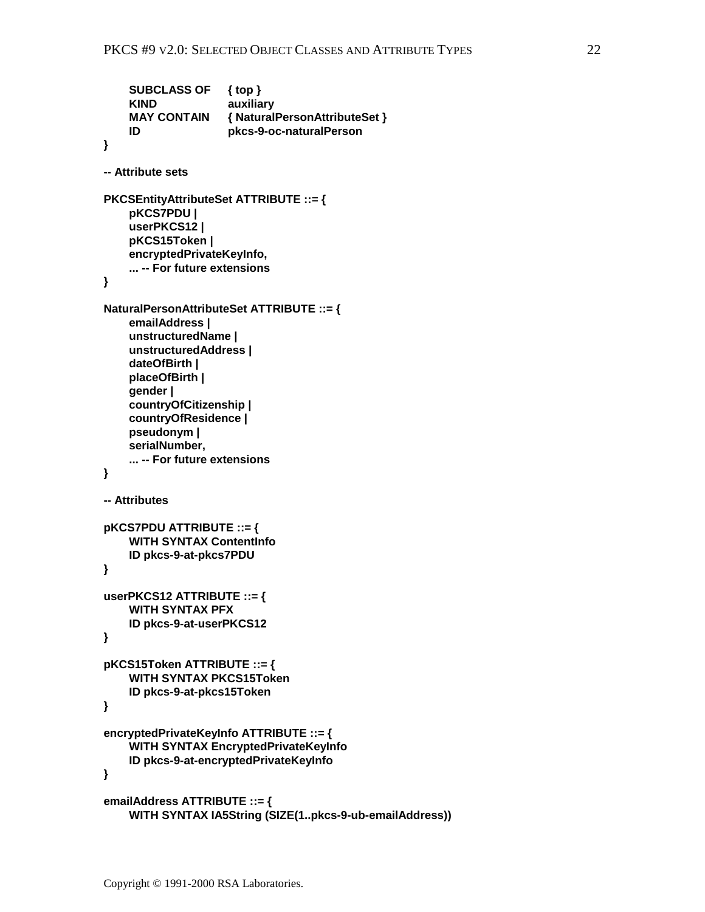```
    SUBCLASS OF    { top }
    KIND           auxiliary
    MAY CONTAIN    { NaturalPersonAttributeSet }
    ID             pkcs-9-oc-naturalPerson
}

-- Attribute sets

PKCSEntityAttributeSet ATTRIBUTE ::= {
    pKCS7PDU |
    userPKCS12 |
    pKCS15Token |
    encryptedPrivateKeyInfo,
    ... -- For future extensions
}

NaturalPersonAttributeSet ATTRIBUTE ::= {
    emailAddress |
    unstructuredName |
    unstructuredAddress |
    dateOfBirth |
    placeOfBirth |
    gender |
    countryOfCitizenship |
    countryOfResidence |
    pseudonym |
    serialNumber,
    ... -- For future extensions
}

-- Attributes

pKCS7PDU ATTRIBUTE ::= {
    WITH SYNTAX ContentInfo
    ID pkcs-9-at-pkcs7PDU
}

userPKCS12 ATTRIBUTE ::= {
    WITH SYNTAX PFX
    ID pkcs-9-at-userPKCS12
}

pKCS15Token ATTRIBUTE ::= {
    WITH SYNTAX PKCS15Token
    ID pkcs-9-at-pkcs15Token
}

encryptedPrivateKeyInfo ATTRIBUTE ::= {
    WITH SYNTAX EncryptedPrivateKeyInfo
    ID pkcs-9-at-encryptedPrivateKeyInfo
}

emailAddress ATTRIBUTE ::= {
    WITH SYNTAX IA5String (SIZE(1..pkcs-9-ub-emailAddress))
```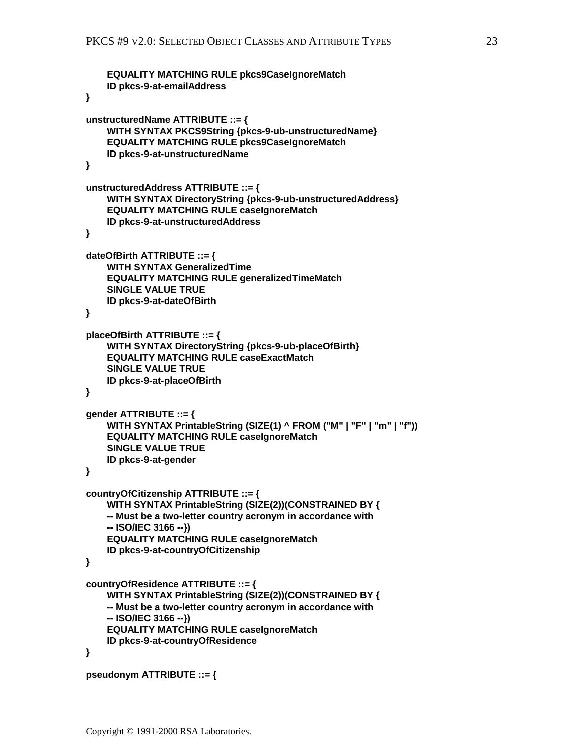```
    EQUALITY MATCHING RULE pkcs9CaseIgnoreMatch
    ID pkcs-9-at-emailAddress
}

unstructuredName ATTRIBUTE ::= {
    WITH SYNTAX PKCS9String {pkcs-9-ub-unstructuredName}
    EQUALITY MATCHING RULE pkcs9CaseIgnoreMatch
    ID pkcs-9-at-unstructuredName
}

unstructuredAddress ATTRIBUTE ::= {
    WITH SYNTAX DirectoryString {pkcs-9-ub-unstructuredAddress}
    EQUALITY MATCHING RULE caseIgnoreMatch
    ID pkcs-9-at-unstructuredAddress
}

dateOfBirth ATTRIBUTE ::= {
    WITH SYNTAX GeneralizedTime
    EQUALITY MATCHING RULE generalizedTimeMatch
    SINGLE VALUE TRUE
    ID pkcs-9-at-dateOfBirth
}

placeOfBirth ATTRIBUTE ::= {
    WITH SYNTAX DirectoryString {pkcs-9-ub-placeOfBirth}
    EQUALITY MATCHING RULE caseExactMatch
    SINGLE VALUE TRUE
    ID pkcs-9-at-placeOfBirth
}

gender ATTRIBUTE ::= {
    WITH SYNTAX PrintableString (SIZE(1) ^ FROM ("M" | "F" | "m" | "f"))
    EQUALITY MATCHING RULE caseIgnoreMatch
    SINGLE VALUE TRUE
    ID pkcs-9-at-gender
}

countryOfCitizenship ATTRIBUTE ::= {
    WITH SYNTAX PrintableString (SIZE(2))(CONSTRAINED BY {
    -- Must be a two-letter country acronym in accordance with
    -- ISO/IEC 3166 --})
    EQUALITY MATCHING RULE caseIgnoreMatch
    ID pkcs-9-at-countryOfCitizenship
}

countryOfResidence ATTRIBUTE ::= {
    WITH SYNTAX PrintableString (SIZE(2))(CONSTRAINED BY {
    -- Must be a two-letter country acronym in accordance with
    -- ISO/IEC 3166 --})
    EQUALITY MATCHING RULE caseIgnoreMatch
    ID pkcs-9-at-countryOfResidence
}

pseudonym ATTRIBUTE ::= {
```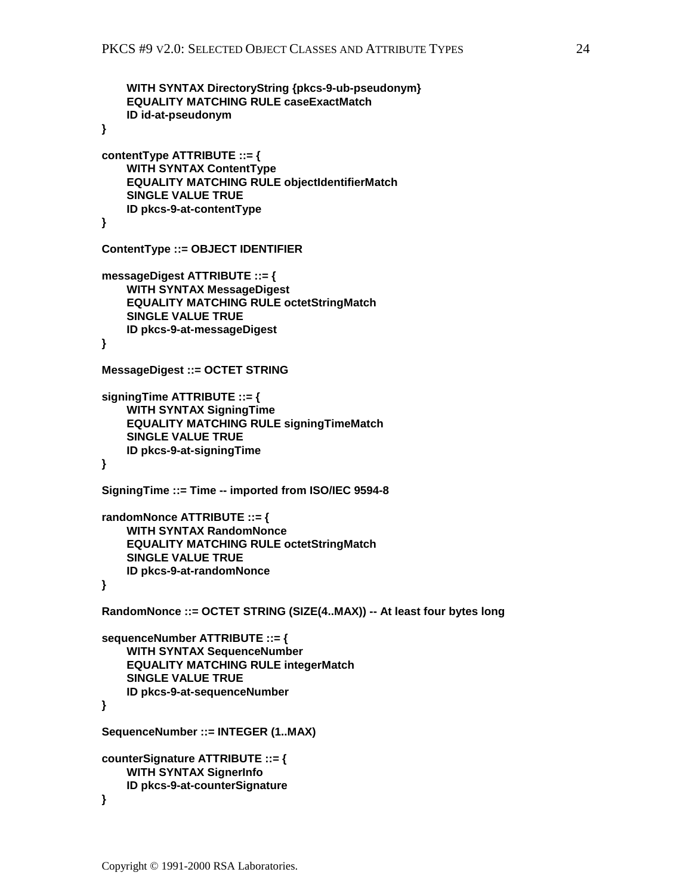```
    WITH SYNTAX DirectoryString {pkcs-9-ub-pseudonym}
    EQUALITY MATCHING RULE caseExactMatch
    ID id-at-pseudonym
}

contentType ATTRIBUTE ::= {
    WITH SYNTAX ContentType
    EQUALITY MATCHING RULE objectIdentifierMatch
    SINGLE VALUE TRUE
    ID pkcs-9-at-contentType
}

ContentType ::= OBJECT IDENTIFIER

messageDigest ATTRIBUTE ::= {
    WITH SYNTAX MessageDigest
    EQUALITY MATCHING RULE octetStringMatch
    SINGLE VALUE TRUE
    ID pkcs-9-at-messageDigest
}

MessageDigest ::= OCTET STRING

signingTime ATTRIBUTE ::= {
    WITH SYNTAX SigningTime
    EQUALITY MATCHING RULE signingTimeMatch
    SINGLE VALUE TRUE
    ID pkcs-9-at-signingTime
}

SigningTime ::= Time -- imported from ISO/IEC 9594-8

randomNonce ATTRIBUTE ::= {
    WITH SYNTAX RandomNonce
    EQUALITY MATCHING RULE octetStringMatch
    SINGLE VALUE TRUE
    ID pkcs-9-at-randomNonce
}

RandomNonce ::= OCTET STRING (SIZE(4..MAX)) -- At least four bytes long

sequenceNumber ATTRIBUTE ::= {
    WITH SYNTAX SequenceNumber
    EQUALITY MATCHING RULE integerMatch
    SINGLE VALUE TRUE
    ID pkcs-9-at-sequenceNumber
}

SequenceNumber ::= INTEGER (1..MAX)

counterSignature ATTRIBUTE ::= {
    WITH SYNTAX SignerInfo
    ID pkcs-9-at-counterSignature
}
```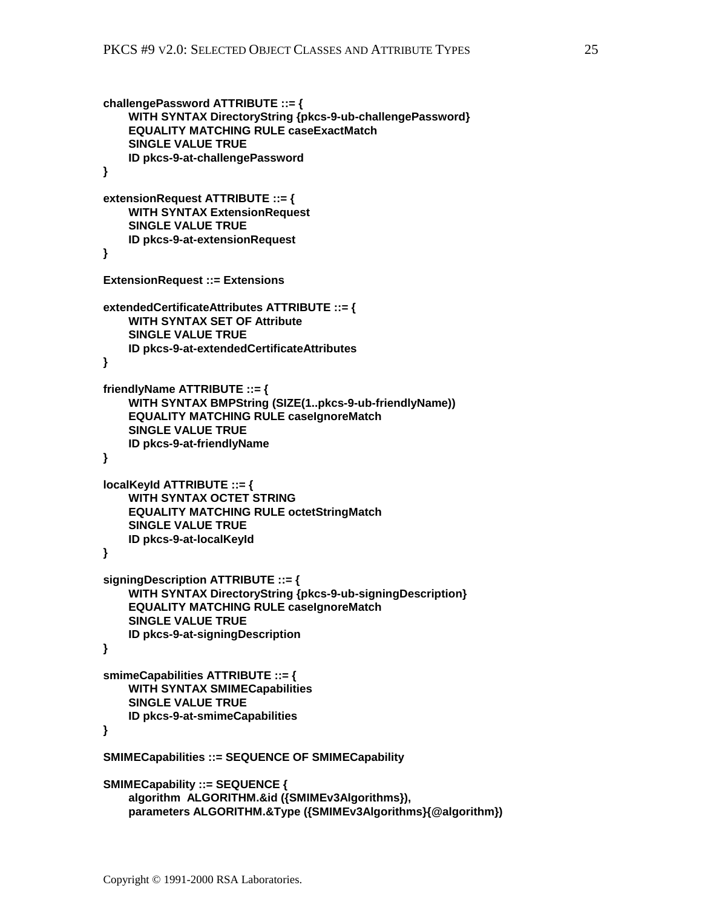```
challengePassword ATTRIBUTE ::= {
    WITH SYNTAX DirectoryString {pkcs-9-ub-challengePassword}
    EQUALITY MATCHING RULE caseExactMatch
    SINGLE VALUE TRUE
    ID pkcs-9-at-challengePassword
}

extensionRequest ATTRIBUTE ::= {
    WITH SYNTAX ExtensionRequest
    SINGLE VALUE TRUE
    ID pkcs-9-at-extensionRequest
}

ExtensionRequest ::= Extensions

extendedCertificateAttributes ATTRIBUTE ::= {
    WITH SYNTAX SET OF Attribute
    SINGLE VALUE TRUE
    ID pkcs-9-at-extendedCertificateAttributes
}

friendlyName ATTRIBUTE ::= {
    WITH SYNTAX BMPString (SIZE(1..pkcs-9-ub-friendlyName))
    EQUALITY MATCHING RULE caseIgnoreMatch
    SINGLE VALUE TRUE
    ID pkcs-9-at-friendlyName
}

localKeyId ATTRIBUTE ::= {
    WITH SYNTAX OCTET STRING
    EQUALITY MATCHING RULE octetStringMatch
    SINGLE VALUE TRUE
    ID pkcs-9-at-localKeyId
}

signingDescription ATTRIBUTE ::= {
    WITH SYNTAX DirectoryString {pkcs-9-ub-signingDescription}
    EQUALITY MATCHING RULE caseIgnoreMatch
    SINGLE VALUE TRUE
    ID pkcs-9-at-signingDescription
}

smimeCapabilities ATTRIBUTE ::= {
    WITH SYNTAX SMIMECapabilities
    SINGLE VALUE TRUE
    ID pkcs-9-at-smimeCapabilities
}

SMIMECapabilities ::= SEQUENCE OF SMIMECapability

SMIMECapability ::= SEQUENCE {
    algorithm  ALGORITHM.&id ({SMIMEv3Algorithms}),
    parameters ALGORITHM.&Type ({SMIMEv3Algorithms}{@algorithm})
```

Copyright © 1991-2000 RSA Laboratories.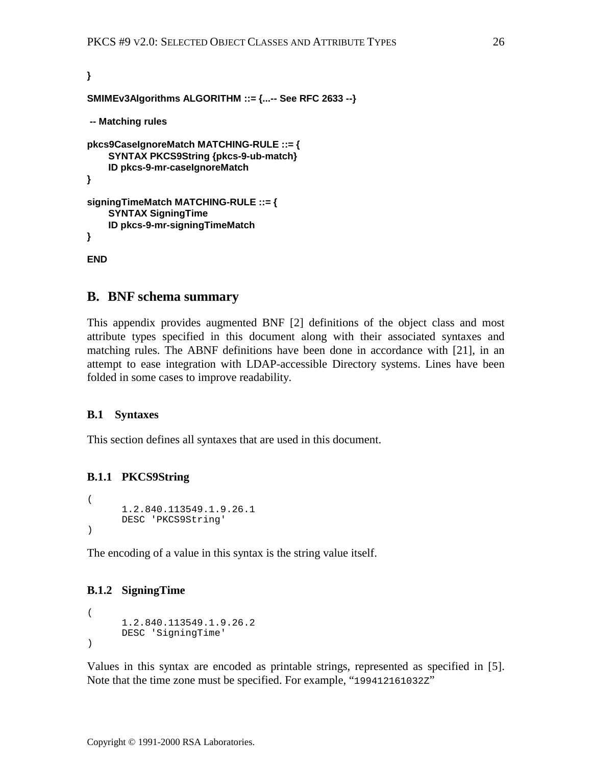```
}

SMIMEv3Algorithms ALGORITHM ::= {...-- See RFC 2633 --}

 -- Matching rules

pkcs9CaseIgnoreMatch MATCHING-RULE ::= {
      SYNTAX PKCS9String {pkcs-9-ub-match}
      ID pkcs-9-mr-caseIgnoreMatch
}

signingTimeMatch MATCHING-RULE ::= {
      SYNTAX SigningTime
      ID pkcs-9-mr-signingTimeMatch
}

END
```

## B. BNF schema summary

This appendix provides augmented BNF [2] definitions of the object class and most attribute types specified in this document along with their associated syntaxes and matching rules. The ABNF definitions have been done in accordance with [21], in an attempt to ease integration with LDAP-accessible Directory systems. Lines have been folded in some cases to improve readability.

### B.1 Syntaxes

This section defines all syntaxes that are used in this document.

#### B.1.1 PKCS9String

```
(
      1.2.840.113549.1.9.26.1
      DESC 'PKCS9String'
)
```

The encoding of a value in this syntax is the string value itself.

#### B.1.2 SigningTime

```
(
      1.2.840.113549.1.9.26.2
      DESC 'SigningTime'
)
```

Values in this syntax are encoded as printable strings, represented as specified in [5]. Note that the time zone must be specified. For example, "`199412161032Z`"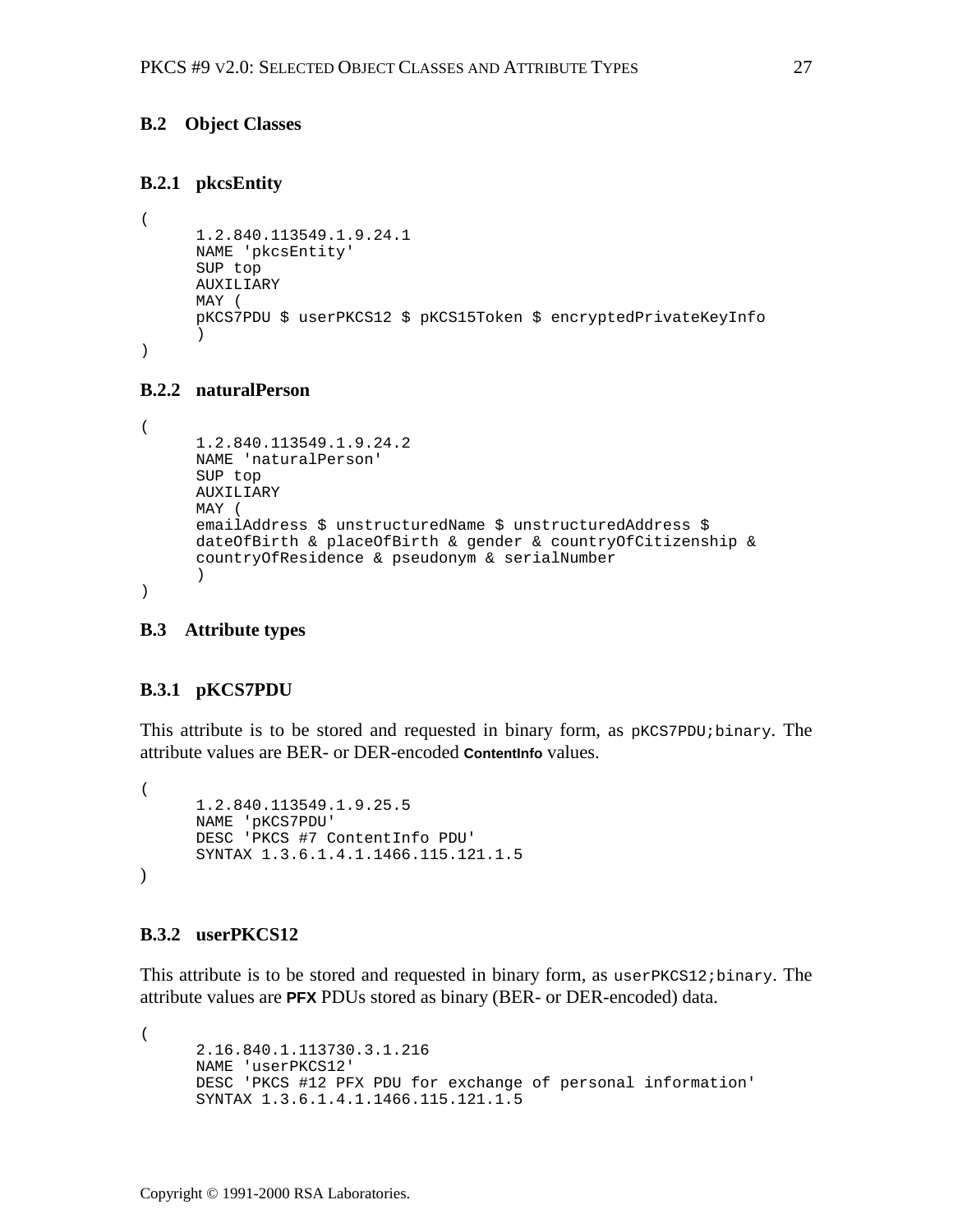## B.2 Object Classes

### B.2.1 pkcsEntity

```
(
      1.2.840.113549.1.9.24.1
      NAME 'pkcsEntity'
      SUP top
      AUXILIARY
      MAY (
      pKCS7PDU $ userPKCS12 $ pKCS15Token $ encryptedPrivateKeyInfo
      )
)
```

### B.2.2 naturalPerson

```
(
      1.2.840.113549.1.9.24.2
      NAME 'naturalPerson'
      SUP top
      AUXILIARY
      MAY (
      emailAddress $ unstructuredName $ unstructuredAddress $
      dateOfBirth & placeOfBirth & gender & countryOfCitizenship &
      countryOfResidence & pseudonym & serialNumber
      )
)
```

## B.3 Attribute types

### B.3.1 pKCS7PDU

This attribute is to be stored and requested in binary form, as `pKCS7PDU;binary`. The attribute values are BER- or DER-encoded **ContentInfo** values.

```
(
      1.2.840.113549.1.9.25.5
      NAME 'pKCS7PDU'
      DESC 'PKCS #7 ContentInfo PDU'
      SYNTAX 1.3.6.1.4.1.1466.115.121.1.5
)
```

### B.3.2 userPKCS12

This attribute is to be stored and requested in binary form, as `userPKCS12;binary`. The attribute values are **PFX** PDUs stored as binary (BER- or DER-encoded) data.

```
(
      2.16.840.1.113730.3.1.216
      NAME 'userPKCS12'
      DESC 'PKCS #12 PFX PDU for exchange of personal information'
      SYNTAX 1.3.6.1.4.1.1466.115.121.1.5
```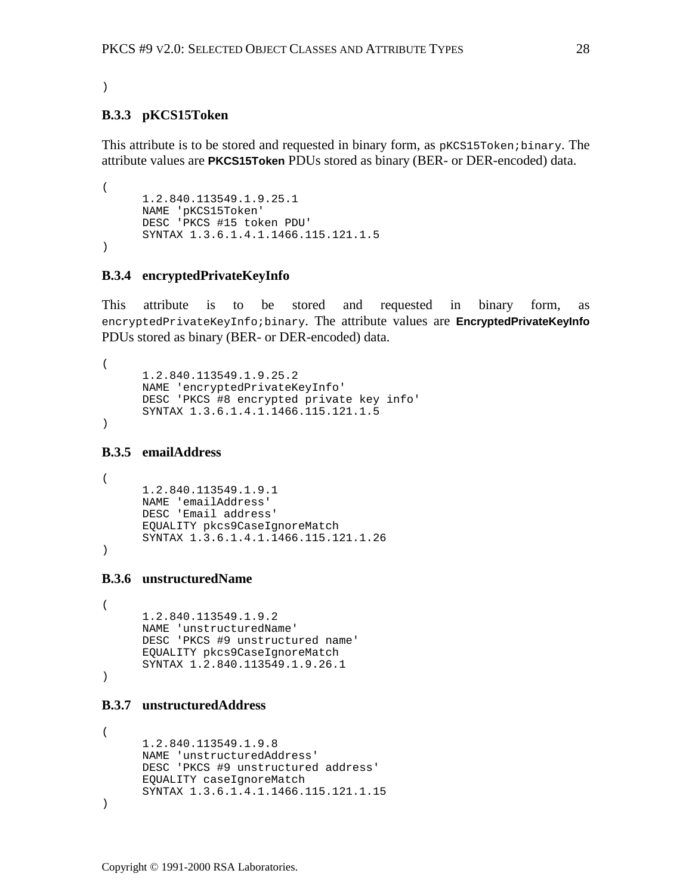```
)
```

### B.3.3 pKCS15Token

This attribute is to be stored and requested in binary form, as `pKCS15Token;binary`. The attribute values are **PKCS15Token** PDUs stored as binary (BER- or DER-encoded) data.

```
(
      1.2.840.113549.1.9.25.1
      NAME 'pKCS15Token'
      DESC 'PKCS #15 token PDU'
      SYNTAX 1.3.6.1.4.1.1466.115.121.1.5
)
```

### B.3.4 encryptedPrivateKeyInfo

This attribute is to be stored and requested in binary form, as `encryptedPrivateKeyInfo;binary`. The attribute values are **EncryptedPrivateKeyInfo** PDUs stored as binary (BER- or DER-encoded) data.

```
(
      1.2.840.113549.1.9.25.2
      NAME 'encryptedPrivateKeyInfo'
      DESC 'PKCS #8 encrypted private key info'
      SYNTAX 1.3.6.1.4.1.1466.115.121.1.5
)
```

### B.3.5 emailAddress

```
(
      1.2.840.113549.1.9.1
      NAME 'emailAddress'
      DESC 'Email address'
      EQUALITY pkcs9CaseIgnoreMatch
      SYNTAX 1.3.6.1.4.1.1466.115.121.1.26
)
```

### B.3.6 unstructuredName

```
(
      1.2.840.113549.1.9.2
      NAME 'unstructuredName'
      DESC 'PKCS #9 unstructured name'
      EQUALITY pkcs9CaseIgnoreMatch
      SYNTAX 1.2.840.113549.1.9.26.1
)
```

### B.3.7 unstructuredAddress

```
(
      1.2.840.113549.1.9.8
      NAME 'unstructuredAddress'
      DESC 'PKCS #9 unstructured address'
      EQUALITY caseIgnoreMatch
      SYNTAX 1.3.6.1.4.1.1466.115.121.1.15
)
```

Copyright © 1991-2000 RSA Laboratories.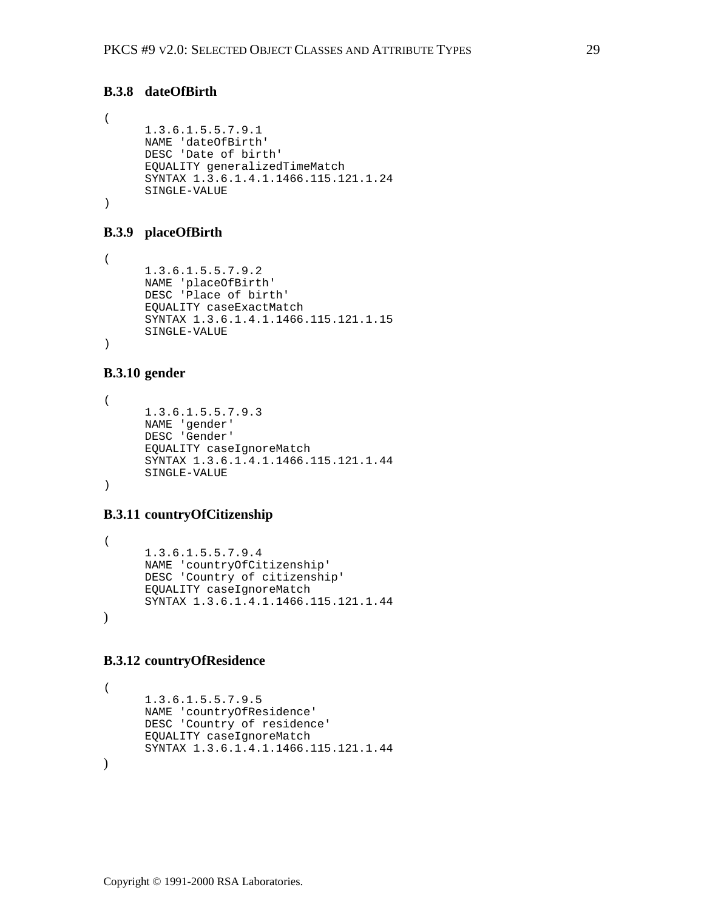### B.3.8 dateOfBirth

```
(
      1.3.6.1.5.5.7.9.1
      NAME 'dateOfBirth'
      DESC 'Date of birth'
      EQUALITY generalizedTimeMatch
      SYNTAX 1.3.6.1.4.1.1466.115.121.1.24
      SINGLE-VALUE
)
```

### B.3.9 placeOfBirth

```
(
      1.3.6.1.5.5.7.9.2
      NAME 'placeOfBirth'
      DESC 'Place of birth'
      EQUALITY caseExactMatch
      SYNTAX 1.3.6.1.4.1.1466.115.121.1.15
      SINGLE-VALUE
)
```

### B.3.10 gender

```
(
      1.3.6.1.5.5.7.9.3
      NAME 'gender'
      DESC 'Gender'
      EQUALITY caseIgnoreMatch
      SYNTAX 1.3.6.1.4.1.1466.115.121.1.44
      SINGLE-VALUE
)
```

### B.3.11 countryOfCitizenship

```
(
      1.3.6.1.5.5.7.9.4
      NAME 'countryOfCitizenship'
      DESC 'Country of citizenship'
      EQUALITY caseIgnoreMatch
      SYNTAX 1.3.6.1.4.1.1466.115.121.1.44
)
```

### B.3.12 countryOfResidence

```
(
      1.3.6.1.5.5.7.9.5
      NAME 'countryOfResidence'
      DESC 'Country of residence'
      EQUALITY caseIgnoreMatch
      SYNTAX 1.3.6.1.4.1.1466.115.121.1.44
)
```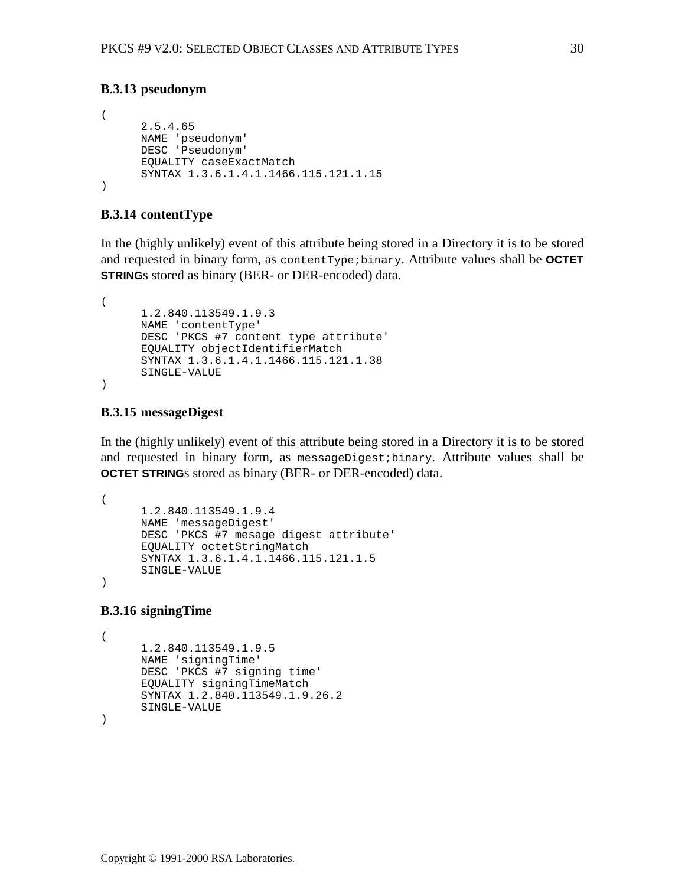### B.3.13 pseudonym

```
(
      2.5.4.65
      NAME 'pseudonym'
      DESC 'Pseudonym'
      EQUALITY caseExactMatch
      SYNTAX 1.3.6.1.4.1.1466.115.121.1.15
)
```

### B.3.14 contentType

In the (highly unlikely) event of this attribute being stored in a Directory it is to be stored and requested in binary form, as `contentType;binary`. Attribute values shall be **OCTET STRING**s stored as binary (BER- or DER-encoded) data.

```
(
      1.2.840.113549.1.9.3
      NAME 'contentType'
      DESC 'PKCS #7 content type attribute'
      EQUALITY objectIdentifierMatch
      SYNTAX 1.3.6.1.4.1.1466.115.121.1.38
      SINGLE-VALUE
)
```

### B.3.15 messageDigest

In the (highly unlikely) event of this attribute being stored in a Directory it is to be stored and requested in binary form, as `messageDigest;binary`. Attribute values shall be **OCTET STRING**s stored as binary (BER- or DER-encoded) data.

```
(
      1.2.840.113549.1.9.4
      NAME 'messageDigest'
      DESC 'PKCS #7 mesage digest attribute'
      EQUALITY octetStringMatch
      SYNTAX 1.3.6.1.4.1.1466.115.121.1.5
      SINGLE-VALUE
)
```

### B.3.16 signingTime

```
(
      1.2.840.113549.1.9.5
      NAME 'signingTime'
      DESC 'PKCS #7 signing time'
      EQUALITY signingTimeMatch
      SYNTAX 1.2.840.113549.1.9.26.2
      SINGLE-VALUE
)
```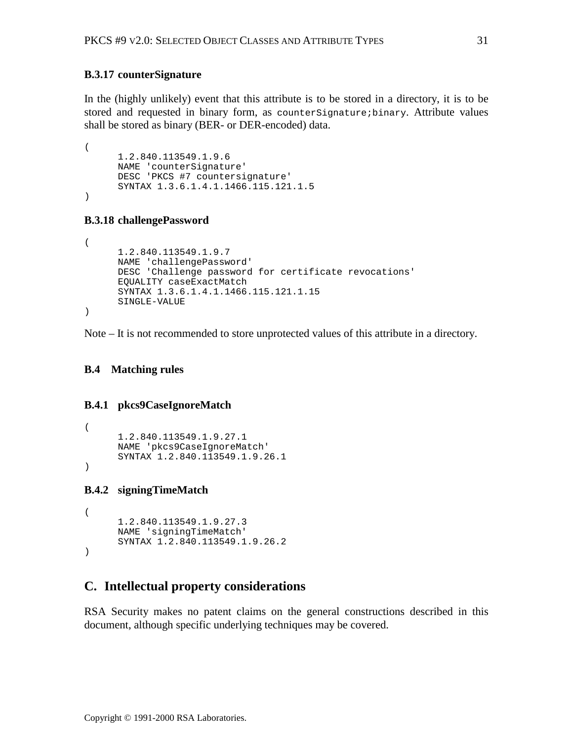### B.3.17 counterSignature

In the (highly unlikely) event that this attribute is to be stored in a directory, it is to be stored and requested in binary form, as `counterSignature;binary`. Attribute values shall be stored as binary (BER- or DER-encoded) data.

```
(
      1.2.840.113549.1.9.6
      NAME 'counterSignature'
      DESC 'PKCS #7 countersignature'
      SYNTAX 1.3.6.1.4.1.1466.115.121.1.5
)
```

### B.3.18 challengePassword

```
(
      1.2.840.113549.1.9.7
      NAME 'challengePassword'
      DESC 'Challenge password for certificate revocations'
      EQUALITY caseExactMatch
      SYNTAX 1.3.6.1.4.1.1466.115.121.1.15
      SINGLE-VALUE
)
```

Note – It is not recommended to store unprotected values of this attribute in a directory.

## B.4 Matching rules

### B.4.1 pkcs9CaseIgnoreMatch

```
(
      1.2.840.113549.1.9.27.1
      NAME 'pkcs9CaseIgnoreMatch'
      SYNTAX 1.2.840.113549.1.9.26.1
)
```

### B.4.2 signingTimeMatch

```
(
      1.2.840.113549.1.9.27.3
      NAME 'signingTimeMatch'
      SYNTAX 1.2.840.113549.1.9.26.2
)
```

# C. Intellectual property considerations

RSA Security makes no patent claims on the general constructions described in this document, although specific underlying techniques may be covered.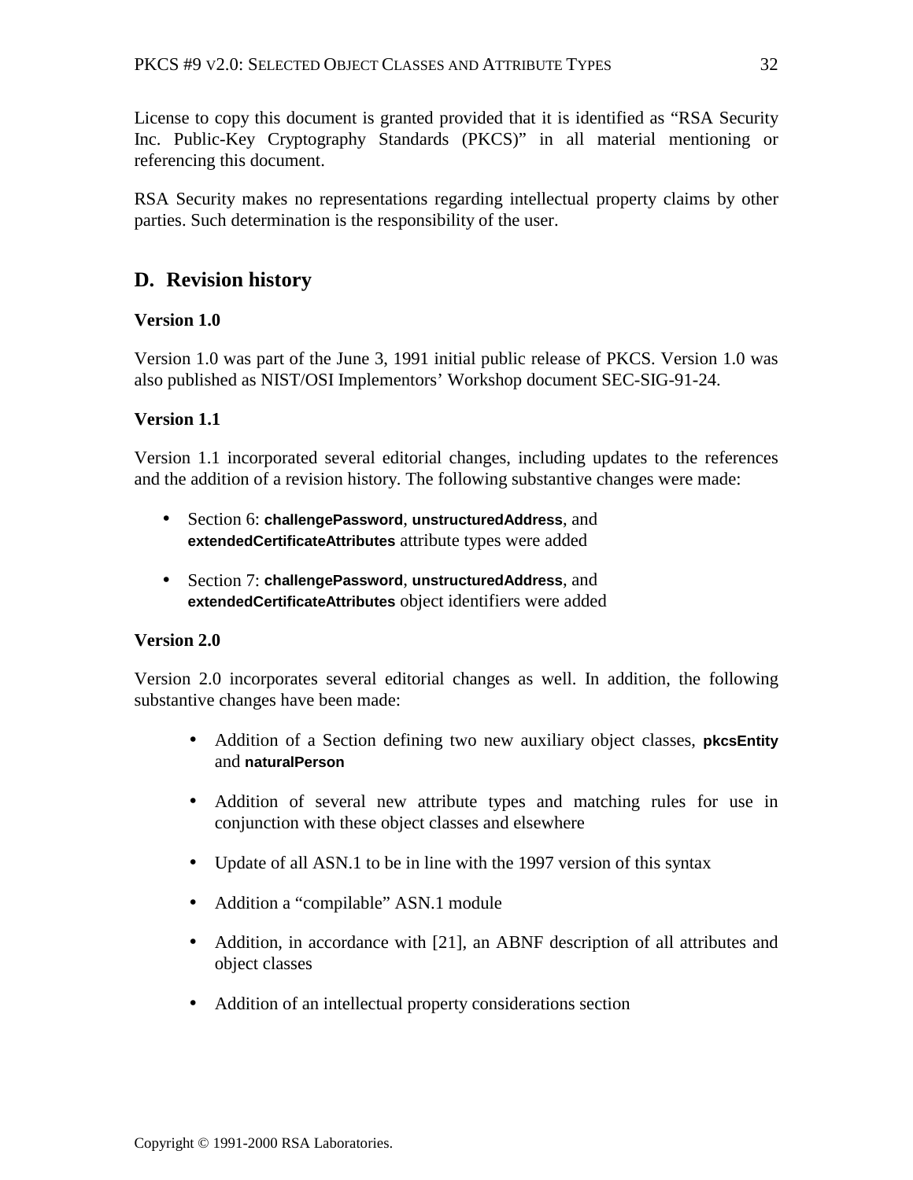License to copy this document is granted provided that it is identified as "RSA Security Inc. Public-Key Cryptography Standards (PKCS)" in all material mentioning or referencing this document.

RSA Security makes no representations regarding intellectual property claims by other parties. Such determination is the responsibility of the user.

## D. Revision history

**Version 1.0**

Version 1.0 was part of the June 3, 1991 initial public release of PKCS. Version 1.0 was also published as NIST/OSI Implementors' Workshop document SEC-SIG-91-24.

**Version 1.1**

Version 1.1 incorporated several editorial changes, including updates to the references and the addition of a revision history. The following substantive changes were made:

- Section 6: **challengePassword**, **unstructuredAddress**, and **extendedCertificateAttributes** attribute types were added
- Section 7: **challengePassword**, **unstructuredAddress**, and **extendedCertificateAttributes** object identifiers were added

**Version 2.0**

Version 2.0 incorporates several editorial changes as well. In addition, the following substantive changes have been made:

- Addition of a Section defining two new auxiliary object classes, **pkcsEntity** and **naturalPerson**
- Addition of several new attribute types and matching rules for use in conjunction with these object classes and elsewhere
- Update of all ASN.1 to be in line with the 1997 version of this syntax
- Addition a "compilable" ASN.1 module
- Addition, in accordance with [21], an ABNF description of all attributes and object classes
- Addition of an intellectual property considerations section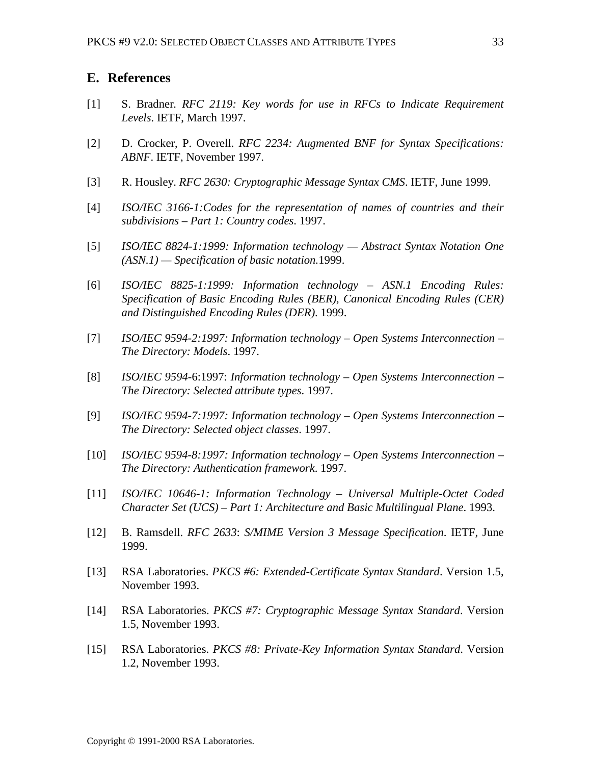## E. References

[1] S. Bradner. *RFC 2119: Key words for use in RFCs to Indicate Requirement Levels*. IETF, March 1997.

[2] D. Crocker, P. Overell. *RFC 2234: Augmented BNF for Syntax Specifications: ABNF*. IETF, November 1997.

[3] R. Housley. *RFC 2630: Cryptographic Message Syntax CMS*. IETF, June 1999.

[4] *ISO/IEC 3166-1:Codes for the representation of names of countries and their subdivisions – Part 1: Country codes*. 1997.

[5] *ISO/IEC 8824-1:1999: Information technology — Abstract Syntax Notation One (ASN.1) — Specification of basic notation.*1999.

[6] *ISO/IEC 8825-1:1999: Information technology – ASN.1 Encoding Rules: Specification of Basic Encoding Rules (BER), Canonical Encoding Rules (CER) and Distinguished Encoding Rules (DER)*. 1999.

[7] *ISO/IEC 9594-2:1997: Information technology – Open Systems Interconnection – The Directory: Models*. 1997.

[8] *ISO/IEC 9594*-6:1997: *Information technology – Open Systems Interconnection – The Directory: Selected attribute types*. 1997.

[9] *ISO/IEC 9594-7:1997: Information technology – Open Systems Interconnection – The Directory: Selected object classes*. 1997.

[10] *ISO/IEC 9594-8:1997: Information technology – Open Systems Interconnection – The Directory: Authentication framework*. 1997.

[11] *ISO/IEC 10646-1: Information Technology – Universal Multiple-Octet Coded Character Set (UCS) – Part 1: Architecture and Basic Multilingual Plane*. 1993.

[12] B. Ramsdell. *RFC 2633*: *S/MIME Version 3 Message Specification*. IETF, June 1999.

[13] RSA Laboratories. *PKCS #6: Extended-Certificate Syntax Standard*. Version 1.5, November 1993.

[14] RSA Laboratories. *PKCS #7: Cryptographic Message Syntax Standard*. Version 1.5, November 1993.

[15] RSA Laboratories. *PKCS #8: Private-Key Information Syntax Standard*. Version 1.2, November 1993.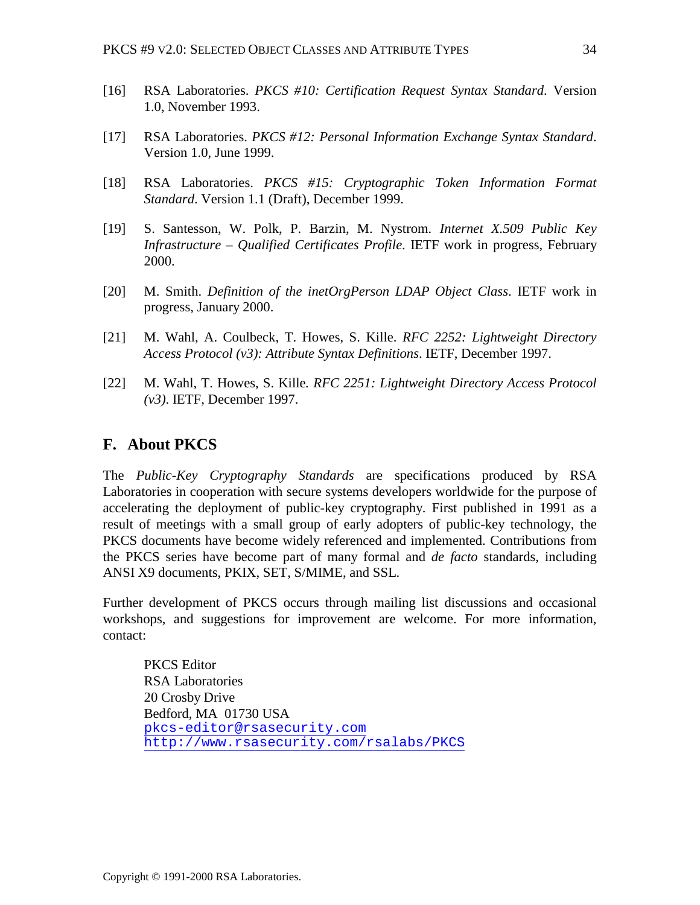[16] RSA Laboratories. *PKCS #10: Certification Request Syntax Standard*. Version 1.0, November 1993.

[17] RSA Laboratories. *PKCS #12: Personal Information Exchange Syntax Standard*. Version 1.0, June 1999.

[18] RSA Laboratories. *PKCS #15: Cryptographic Token Information Format Standard*. Version 1.1 (Draft), December 1999.

[19] S. Santesson, W. Polk, P. Barzin, M. Nystrom. *Internet X.509 Public Key Infrastructure – Qualified Certificates Profile*. IETF work in progress, February 2000.

[20] M. Smith. *Definition of the inetOrgPerson LDAP Object Class*. IETF work in progress, January 2000.

[21] M. Wahl, A. Coulbeck, T. Howes, S. Kille. *RFC 2252: Lightweight Directory Access Protocol (v3): Attribute Syntax Definitions*. IETF, December 1997.

[22] M. Wahl, T. Howes, S. Kille. *RFC 2251: Lightweight Directory Access Protocol (v3)*. IETF, December 1997.

## F. About PKCS

The *Public-Key Cryptography Standards* are specifications produced by RSA Laboratories in cooperation with secure systems developers worldwide for the purpose of accelerating the deployment of public-key cryptography. First published in 1991 as a result of meetings with a small group of early adopters of public-key technology, the PKCS documents have become widely referenced and implemented. Contributions from the PKCS series have become part of many formal and *de facto* standards, including ANSI X9 documents, PKIX, SET, S/MIME, and SSL.

Further development of PKCS occurs through mailing list discussions and occasional workshops, and suggestions for improvement are welcome. For more information, contact:

PKCS Editor
RSA Laboratories
20 Crosby Drive
Bedford, MA 01730 USA
pkcs-editor@rsasecurity.com
http://www.rsasecurity.com/rsalabs/PKCS